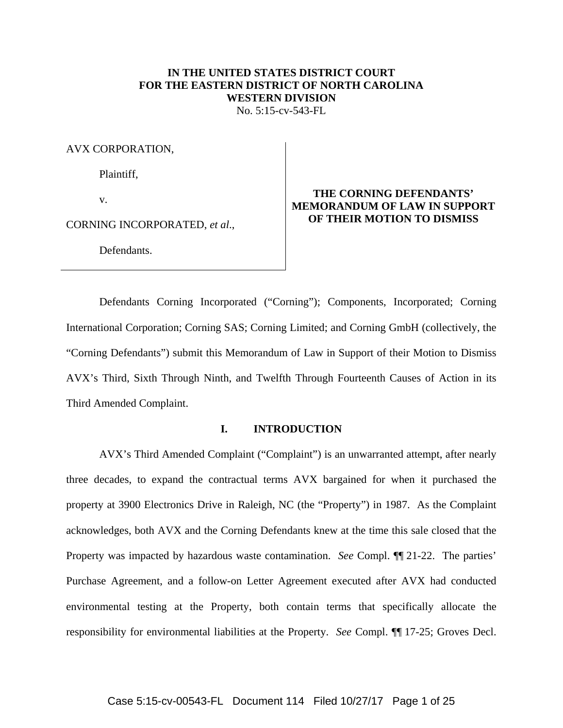**IN THE UNITED STATES DISTRICT COURT**
**FOR THE EASTERN DISTRICT OF NORTH CAROLINA**
**WESTERN DIVISION**
No. 5:15-cv-543-FL

| | |
|---|---|
| AVX CORPORATION,<br><br>Plaintiff,<br><br>v.<br><br>CORNING INCORPORATED, *et al*.,<br><br>Defendants. | **THE CORNING DEFENDANTS' MEMORANDUM OF LAW IN SUPPORT OF THEIR MOTION TO DISMISS** |

Defendants Corning Incorporated ("Corning"); Components, Incorporated; Corning International Corporation; Corning SAS; Corning Limited; and Corning GmbH (collectively, the "Corning Defendants") submit this Memorandum of Law in Support of their Motion to Dismiss AVX's Third, Sixth Through Ninth, and Twelfth Through Fourteenth Causes of Action in its Third Amended Complaint.

## I. INTRODUCTION

AVX's Third Amended Complaint ("Complaint") is an unwarranted attempt, after nearly three decades, to expand the contractual terms AVX bargained for when it purchased the property at 3900 Electronics Drive in Raleigh, NC (the "Property") in 1987. As the Complaint acknowledges, both AVX and the Corning Defendants knew at the time this sale closed that the Property was impacted by hazardous waste contamination. *See* Compl. ¶¶ 21-22. The parties' Purchase Agreement, and a follow-on Letter Agreement executed after AVX had conducted environmental testing at the Property, both contain terms that specifically allocate the responsibility for environmental liabilities at the Property. *See* Compl. ¶¶ 17-25; Groves Decl.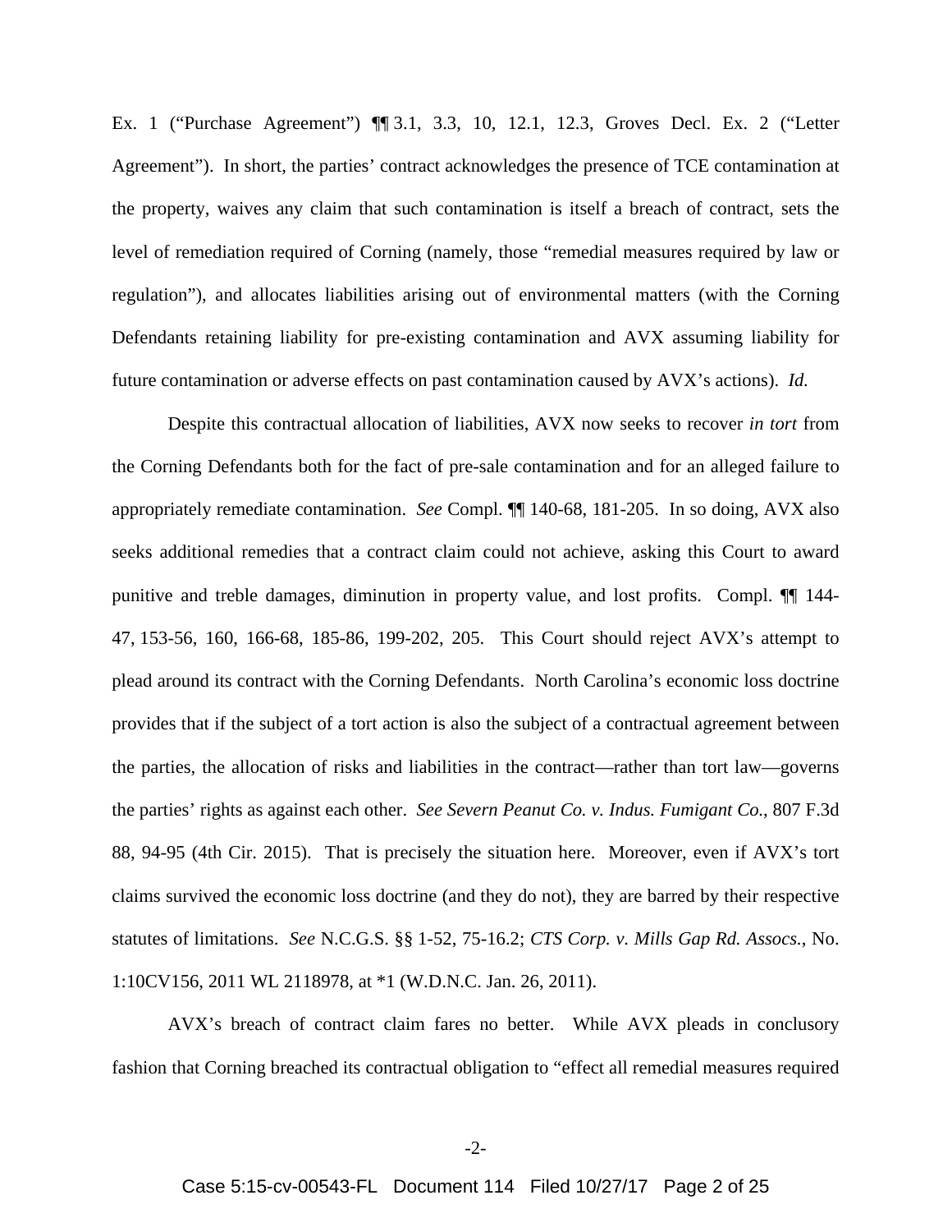Ex. 1 ("Purchase Agreement") ¶¶ 3.1, 3.3, 10, 12.1, 12.3, Groves Decl. Ex. 2 ("Letter Agreement"). In short, the parties' contract acknowledges the presence of TCE contamination at the property, waives any claim that such contamination is itself a breach of contract, sets the level of remediation required of Corning (namely, those "remedial measures required by law or regulation"), and allocates liabilities arising out of environmental matters (with the Corning Defendants retaining liability for pre-existing contamination and AVX assuming liability for future contamination or adverse effects on past contamination caused by AVX's actions). *Id.*

Despite this contractual allocation of liabilities, AVX now seeks to recover *in tort* from the Corning Defendants both for the fact of pre-sale contamination and for an alleged failure to appropriately remediate contamination. *See* Compl. ¶¶ 140-68, 181-205. In so doing, AVX also seeks additional remedies that a contract claim could not achieve, asking this Court to award punitive and treble damages, diminution in property value, and lost profits. Compl. ¶¶ 144-47, 153-56, 160, 166-68, 185-86, 199-202, 205. This Court should reject AVX's attempt to plead around its contract with the Corning Defendants. North Carolina's economic loss doctrine provides that if the subject of a tort action is also the subject of a contractual agreement between the parties, the allocation of risks and liabilities in the contract—rather than tort law—governs the parties' rights as against each other. *See Severn Peanut Co. v. Indus. Fumigant Co.*, 807 F.3d 88, 94-95 (4th Cir. 2015). That is precisely the situation here. Moreover, even if AVX's tort claims survived the economic loss doctrine (and they do not), they are barred by their respective statutes of limitations. *See* N.C.G.S. §§ 1-52, 75-16.2; *CTS Corp. v. Mills Gap Rd. Assocs.*, No. 1:10CV156, 2011 WL 2118978, at *1 (W.D.N.C. Jan. 26, 2011).

AVX's breach of contract claim fares no better. While AVX pleads in conclusory fashion that Corning breached its contractual obligation to "effect all remedial measures required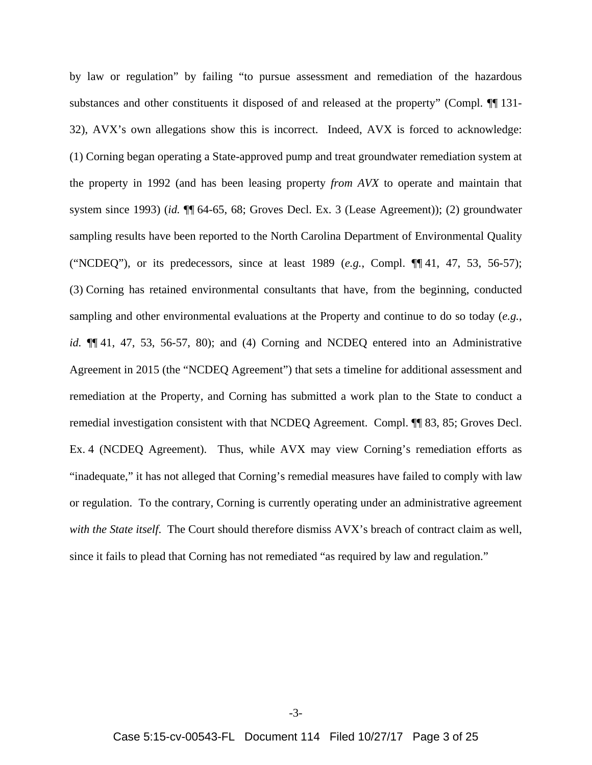by law or regulation" by failing "to pursue assessment and remediation of the hazardous substances and other constituents it disposed of and released at the property" (Compl. ¶¶ 131-32), AVX's own allegations show this is incorrect. Indeed, AVX is forced to acknowledge: (1) Corning began operating a State-approved pump and treat groundwater remediation system at the property in 1992 (and has been leasing property *from AVX* to operate and maintain that system since 1993) (*id.* ¶¶ 64-65, 68; Groves Decl. Ex. 3 (Lease Agreement)); (2) groundwater sampling results have been reported to the North Carolina Department of Environmental Quality ("NCDEQ"), or its predecessors, since at least 1989 (*e.g.*, Compl. ¶¶ 41, 47, 53, 56-57); (3) Corning has retained environmental consultants that have, from the beginning, conducted sampling and other environmental evaluations at the Property and continue to do so today (*e.g.*, *id.* ¶¶ 41, 47, 53, 56-57, 80); and (4) Corning and NCDEQ entered into an Administrative Agreement in 2015 (the "NCDEQ Agreement") that sets a timeline for additional assessment and remediation at the Property, and Corning has submitted a work plan to the State to conduct a remedial investigation consistent with that NCDEQ Agreement. Compl. ¶¶ 83, 85; Groves Decl. Ex. 4 (NCDEQ Agreement). Thus, while AVX may view Corning's remediation efforts as "inadequate," it has not alleged that Corning's remedial measures have failed to comply with law or regulation. To the contrary, Corning is currently operating under an administrative agreement *with the State itself*. The Court should therefore dismiss AVX's breach of contract claim as well, since it fails to plead that Corning has not remediated "as required by law and regulation."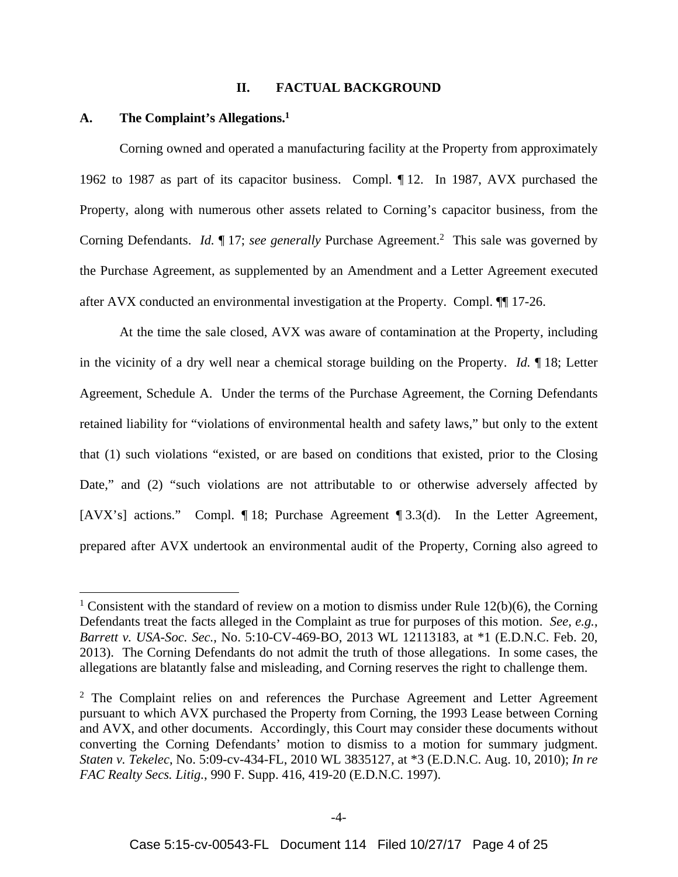## II. FACTUAL BACKGROUND

### A. The Complaint's Allegations.[1]

Corning owned and operated a manufacturing facility at the Property from approximately 1962 to 1987 as part of its capacitor business. Compl. ¶ 12. In 1987, AVX purchased the Property, along with numerous other assets related to Corning's capacitor business, from the Corning Defendants. *Id.* ¶ 17; *see generally* Purchase Agreement.[2] This sale was governed by the Purchase Agreement, as supplemented by an Amendment and a Letter Agreement executed after AVX conducted an environmental investigation at the Property. Compl. ¶¶ 17-26.

At the time the sale closed, AVX was aware of contamination at the Property, including in the vicinity of a dry well near a chemical storage building on the Property. *Id.* ¶ 18; Letter Agreement, Schedule A. Under the terms of the Purchase Agreement, the Corning Defendants retained liability for "violations of environmental health and safety laws," but only to the extent that (1) such violations "existed, or are based on conditions that existed, prior to the Closing Date," and (2) "such violations are not attributable to or otherwise adversely affected by [AVX's] actions." Compl. ¶ 18; Purchase Agreement ¶ 3.3(d). In the Letter Agreement, prepared after AVX undertook an environmental audit of the Property, Corning also agreed to

---

[1] Consistent with the standard of review on a motion to dismiss under Rule 12(b)(6), the Corning Defendants treat the facts alleged in the Complaint as true for purposes of this motion. *See, e.g.*, *Barrett v. USA-Soc. Sec.*, No. 5:10-CV-469-BO, 2013 WL 12113183, at *1 (E.D.N.C. Feb. 20, 2013). The Corning Defendants do not admit the truth of those allegations. In some cases, the allegations are blatantly false and misleading, and Corning reserves the right to challenge them.

[2] The Complaint relies on and references the Purchase Agreement and Letter Agreement pursuant to which AVX purchased the Property from Corning, the 1993 Lease between Corning and AVX, and other documents. Accordingly, this Court may consider these documents without converting the Corning Defendants' motion to dismiss to a motion for summary judgment. *Staten v. Tekelec*, No. 5:09-cv-434-FL, 2010 WL 3835127, at *3 (E.D.N.C. Aug. 10, 2010); *In re FAC Realty Secs. Litig.*, 990 F. Supp. 416, 419-20 (E.D.N.C. 1997).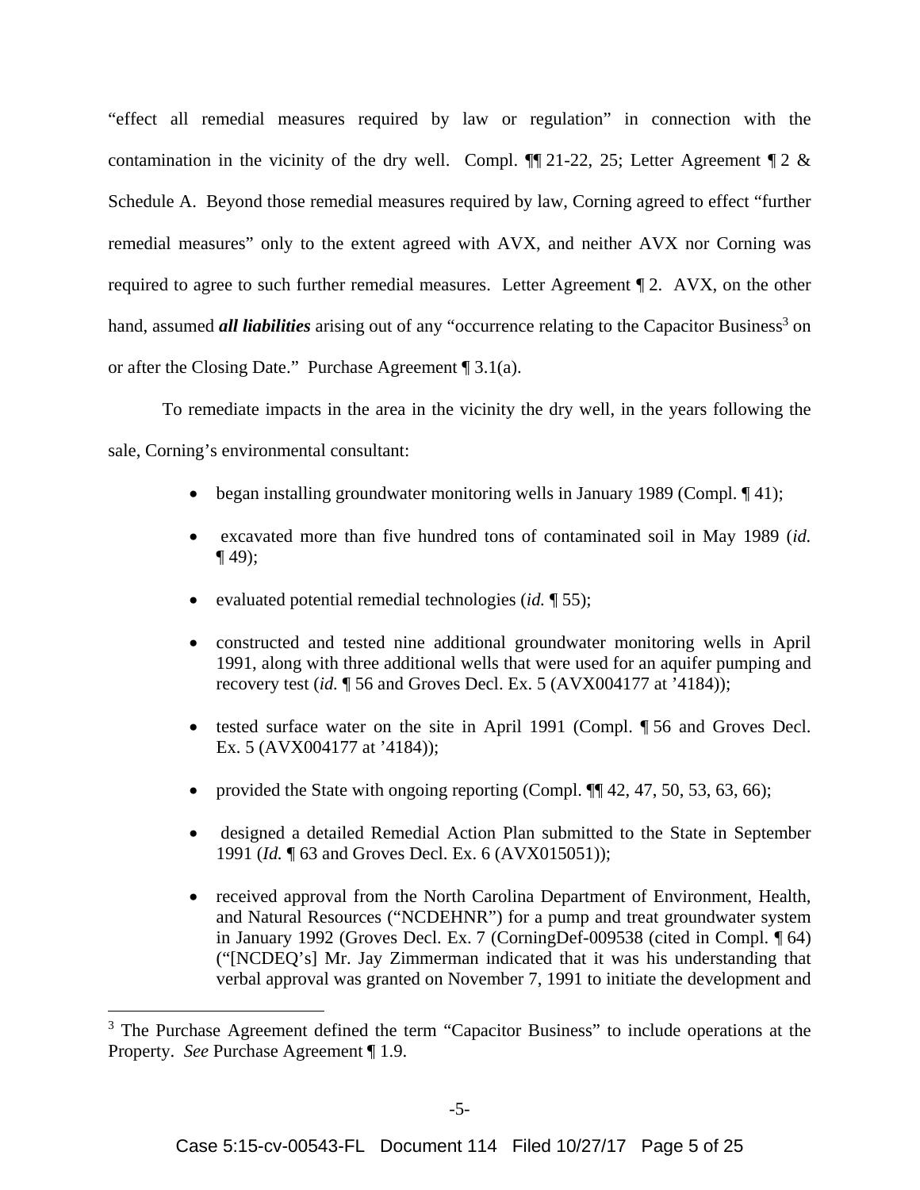"effect all remedial measures required by law or regulation" in connection with the contamination in the vicinity of the dry well. Compl. ¶¶ 21-22, 25; Letter Agreement ¶ 2 & Schedule A. Beyond those remedial measures required by law, Corning agreed to effect "further remedial measures" only to the extent agreed with AVX, and neither AVX nor Corning was required to agree to such further remedial measures. Letter Agreement ¶ 2. AVX, on the other hand, assumed ***all liabilities*** arising out of any "occurrence relating to the Capacitor Business[3] on or after the Closing Date." Purchase Agreement ¶ 3.1(a).

To remediate impacts in the area in the vicinity the dry well, in the years following the sale, Corning's environmental consultant:

- began installing groundwater monitoring wells in January 1989 (Compl. ¶ 41);
- excavated more than five hundred tons of contaminated soil in May 1989 (*id.* ¶ 49);
- evaluated potential remedial technologies (*id.* ¶ 55);
- constructed and tested nine additional groundwater monitoring wells in April 1991, along with three additional wells that were used for an aquifer pumping and recovery test (*id.* ¶ 56 and Groves Decl. Ex. 5 (AVX004177 at '4184));
- tested surface water on the site in April 1991 (Compl. ¶ 56 and Groves Decl. Ex. 5 (AVX004177 at '4184));
- provided the State with ongoing reporting (Compl. ¶¶ 42, 47, 50, 53, 63, 66);
- designed a detailed Remedial Action Plan submitted to the State in September 1991 (*Id.* ¶ 63 and Groves Decl. Ex. 6 (AVX015051));
- received approval from the North Carolina Department of Environment, Health, and Natural Resources ("NCDEHNR") for a pump and treat groundwater system in January 1992 (Groves Decl. Ex. 7 (CorningDef-009538 (cited in Compl. ¶ 64) ("[NCDEQ's] Mr. Jay Zimmerman indicated that it was his understanding that verbal approval was granted on November 7, 1991 to initiate the development and

[3] The Purchase Agreement defined the term "Capacitor Business" to include operations at the Property. *See* Purchase Agreement ¶ 1.9.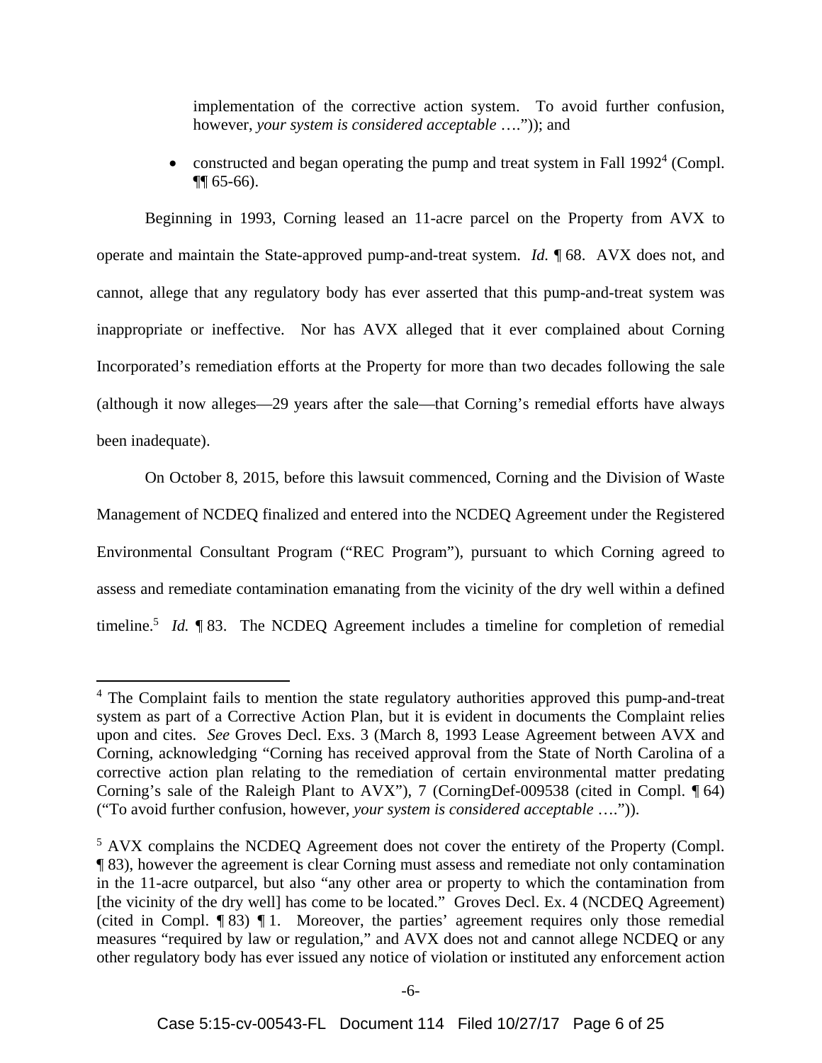implementation of the corrective action system. To avoid further confusion, however, *your system is considered acceptable* ….")); and

- constructed and began operating the pump and treat system in Fall 1992[4] (Compl. ¶¶ 65-66).

Beginning in 1993, Corning leased an 11-acre parcel on the Property from AVX to operate and maintain the State-approved pump-and-treat system. *Id.* ¶ 68. AVX does not, and cannot, allege that any regulatory body has ever asserted that this pump-and-treat system was inappropriate or ineffective. Nor has AVX alleged that it ever complained about Corning Incorporated's remediation efforts at the Property for more than two decades following the sale (although it now alleges—29 years after the sale—that Corning's remedial efforts have always been inadequate).

On October 8, 2015, before this lawsuit commenced, Corning and the Division of Waste Management of NCDEQ finalized and entered into the NCDEQ Agreement under the Registered Environmental Consultant Program ("REC Program"), pursuant to which Corning agreed to assess and remediate contamination emanating from the vicinity of the dry well within a defined timeline.[5] *Id.* ¶ 83. The NCDEQ Agreement includes a timeline for completion of remedial

---

[4] The Complaint fails to mention the state regulatory authorities approved this pump-and-treat system as part of a Corrective Action Plan, but it is evident in documents the Complaint relies upon and cites. *See* Groves Decl. Exs. 3 (March 8, 1993 Lease Agreement between AVX and Corning, acknowledging "Corning has received approval from the State of North Carolina of a corrective action plan relating to the remediation of certain environmental matter predating Corning's sale of the Raleigh Plant to AVX"), 7 (CorningDef-009538 (cited in Compl. ¶ 64) ("To avoid further confusion, however, *your system is considered acceptable* ….")).

[5] AVX complains the NCDEQ Agreement does not cover the entirety of the Property (Compl. ¶ 83), however the agreement is clear Corning must assess and remediate not only contamination in the 11-acre outparcel, but also "any other area or property to which the contamination from [the vicinity of the dry well] has come to be located." Groves Decl. Ex. 4 (NCDEQ Agreement) (cited in Compl. ¶ 83) ¶ 1. Moreover, the parties' agreement requires only those remedial measures "required by law or regulation," and AVX does not and cannot allege NCDEQ or any other regulatory body has ever issued any notice of violation or instituted any enforcement action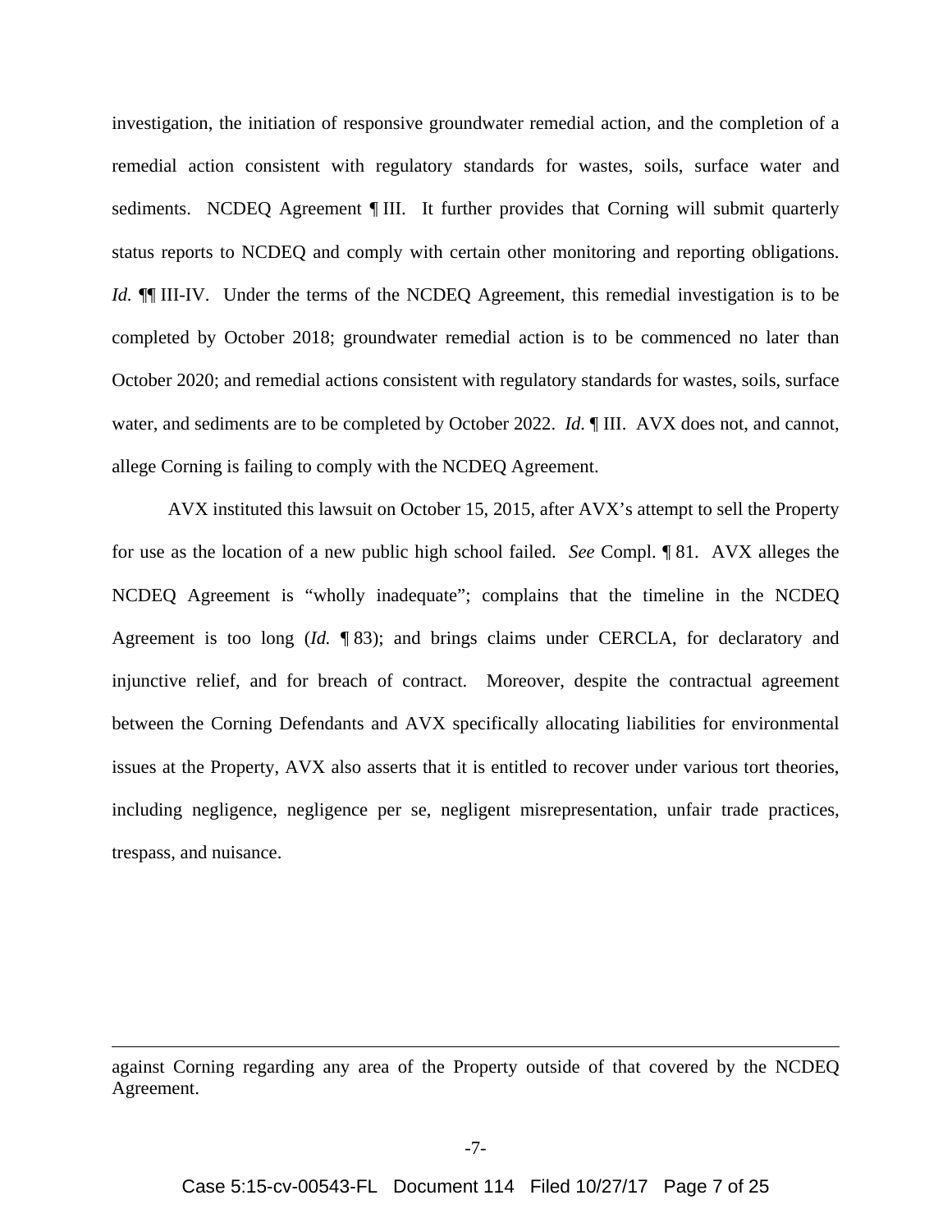investigation, the initiation of responsive groundwater remedial action, and the completion of a remedial action consistent with regulatory standards for wastes, soils, surface water and sediments. NCDEQ Agreement ¶ III. It further provides that Corning will submit quarterly status reports to NCDEQ and comply with certain other monitoring and reporting obligations. *Id.* ¶¶ III-IV. Under the terms of the NCDEQ Agreement, this remedial investigation is to be completed by October 2018; groundwater remedial action is to be commenced no later than October 2020; and remedial actions consistent with regulatory standards for wastes, soils, surface water, and sediments are to be completed by October 2022. *Id.* ¶ III. AVX does not, and cannot, allege Corning is failing to comply with the NCDEQ Agreement.

AVX instituted this lawsuit on October 15, 2015, after AVX's attempt to sell the Property for use as the location of a new public high school failed. *See* Compl. ¶ 81. AVX alleges the NCDEQ Agreement is "wholly inadequate"; complains that the timeline in the NCDEQ Agreement is too long (*Id.* ¶ 83); and brings claims under CERCLA, for declaratory and injunctive relief, and for breach of contract. Moreover, despite the contractual agreement between the Corning Defendants and AVX specifically allocating liabilities for environmental issues at the Property, AVX also asserts that it is entitled to recover under various tort theories, including negligence, negligence per se, negligent misrepresentation, unfair trade practices, trespass, and nuisance.

---

against Corning regarding any area of the Property outside of that covered by the NCDEQ Agreement.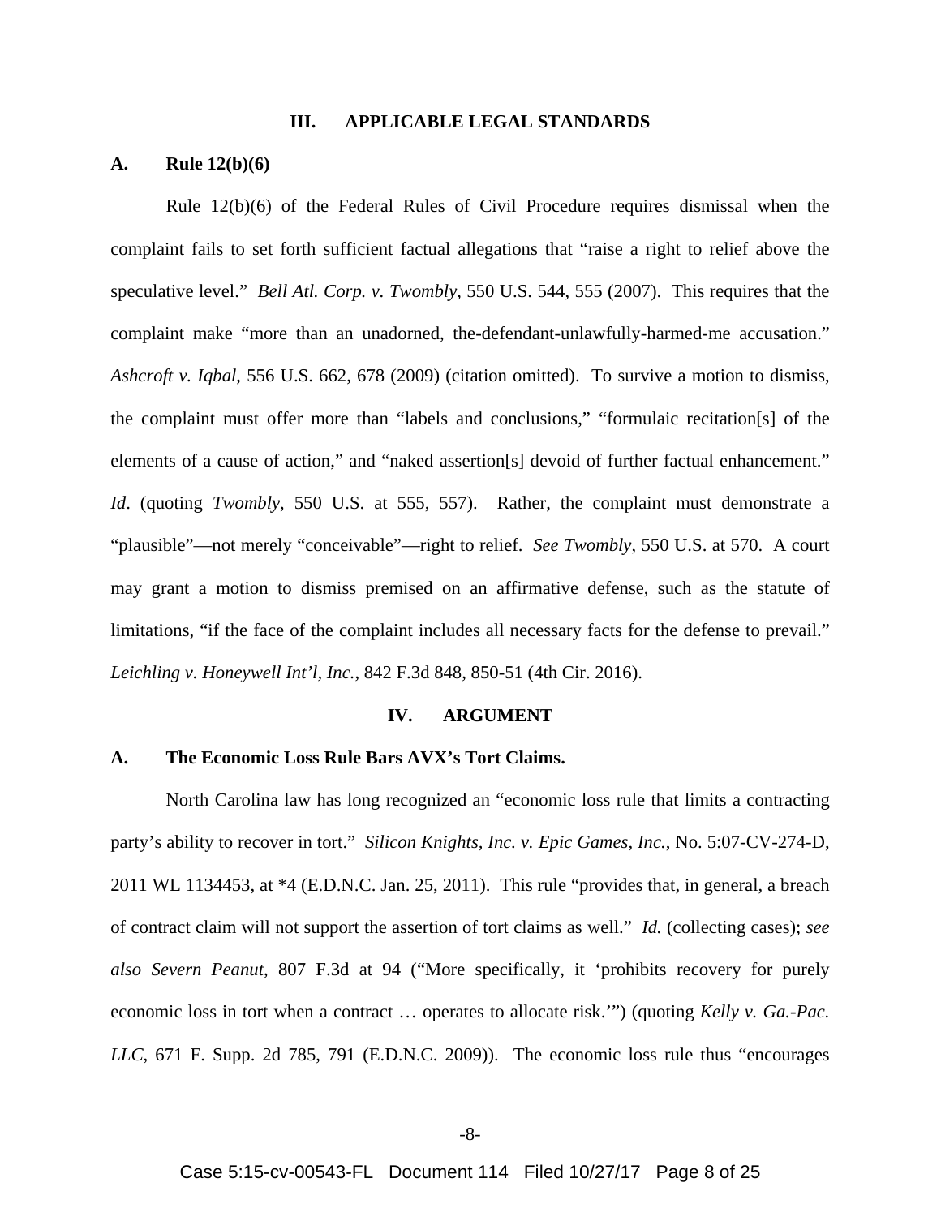## III. APPLICABLE LEGAL STANDARDS

### A. Rule 12(b)(6)

Rule 12(b)(6) of the Federal Rules of Civil Procedure requires dismissal when the complaint fails to set forth sufficient factual allegations that "raise a right to relief above the speculative level." *Bell Atl. Corp. v. Twombly*, 550 U.S. 544, 555 (2007). This requires that the complaint make "more than an unadorned, the-defendant-unlawfully-harmed-me accusation." *Ashcroft v. Iqbal*, 556 U.S. 662, 678 (2009) (citation omitted). To survive a motion to dismiss, the complaint must offer more than "labels and conclusions," "formulaic recitation[s] of the elements of a cause of action," and "naked assertion[s] devoid of further factual enhancement." *Id*. (quoting *Twombly*, 550 U.S. at 555, 557). Rather, the complaint must demonstrate a "plausible"—not merely "conceivable"—right to relief. *See Twombly*, 550 U.S. at 570. A court may grant a motion to dismiss premised on an affirmative defense, such as the statute of limitations, "if the face of the complaint includes all necessary facts for the defense to prevail." *Leichling v. Honeywell Int'l, Inc.*, 842 F.3d 848, 850-51 (4th Cir. 2016).

## IV. ARGUMENT

### A. The Economic Loss Rule Bars AVX's Tort Claims.

North Carolina law has long recognized an "economic loss rule that limits a contracting party's ability to recover in tort." *Silicon Knights, Inc. v. Epic Games, Inc.*, No. 5:07-CV-274-D, 2011 WL 1134453, at *4 (E.D.N.C. Jan. 25, 2011). This rule "provides that, in general, a breach of contract claim will not support the assertion of tort claims as well." *Id.* (collecting cases); *see also Severn Peanut*, 807 F.3d at 94 ("More specifically, it 'prohibits recovery for purely economic loss in tort when a contract … operates to allocate risk.'") (quoting *Kelly v. Ga.-Pac. LLC*, 671 F. Supp. 2d 785, 791 (E.D.N.C. 2009)). The economic loss rule thus "encourages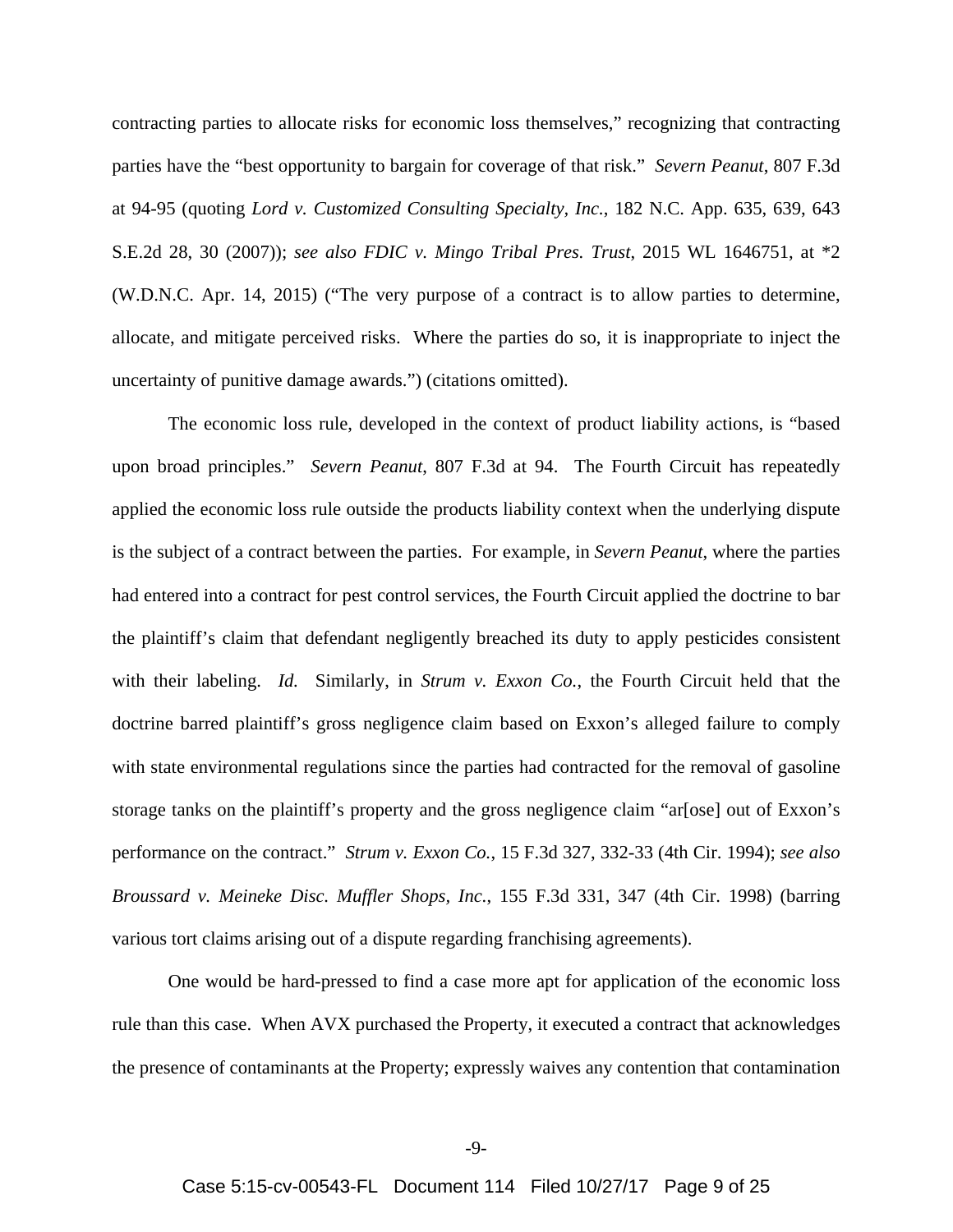contracting parties to allocate risks for economic loss themselves," recognizing that contracting parties have the "best opportunity to bargain for coverage of that risk." *Severn Peanut*, 807 F.3d at 94-95 (quoting *Lord v. Customized Consulting Specialty, Inc.*, 182 N.C. App. 635, 639, 643 S.E.2d 28, 30 (2007)); *see also FDIC v. Mingo Tribal Pres. Trust*, 2015 WL 1646751, at *2 (W.D.N.C. Apr. 14, 2015) ("The very purpose of a contract is to allow parties to determine, allocate, and mitigate perceived risks. Where the parties do so, it is inappropriate to inject the uncertainty of punitive damage awards.") (citations omitted).

The economic loss rule, developed in the context of product liability actions, is "based upon broad principles." *Severn Peanut*, 807 F.3d at 94. The Fourth Circuit has repeatedly applied the economic loss rule outside the products liability context when the underlying dispute is the subject of a contract between the parties. For example, in *Severn Peanut*, where the parties had entered into a contract for pest control services, the Fourth Circuit applied the doctrine to bar the plaintiff's claim that defendant negligently breached its duty to apply pesticides consistent with their labeling. *Id.* Similarly, in *Strum v. Exxon Co.*, the Fourth Circuit held that the doctrine barred plaintiff's gross negligence claim based on Exxon's alleged failure to comply with state environmental regulations since the parties had contracted for the removal of gasoline storage tanks on the plaintiff's property and the gross negligence claim "ar[ose] out of Exxon's performance on the contract." *Strum v. Exxon Co.*, 15 F.3d 327, 332-33 (4th Cir. 1994); *see also Broussard v. Meineke Disc. Muffler Shops, Inc.*, 155 F.3d 331, 347 (4th Cir. 1998) (barring various tort claims arising out of a dispute regarding franchising agreements).

One would be hard-pressed to find a case more apt for application of the economic loss rule than this case. When AVX purchased the Property, it executed a contract that acknowledges the presence of contaminants at the Property; expressly waives any contention that contamination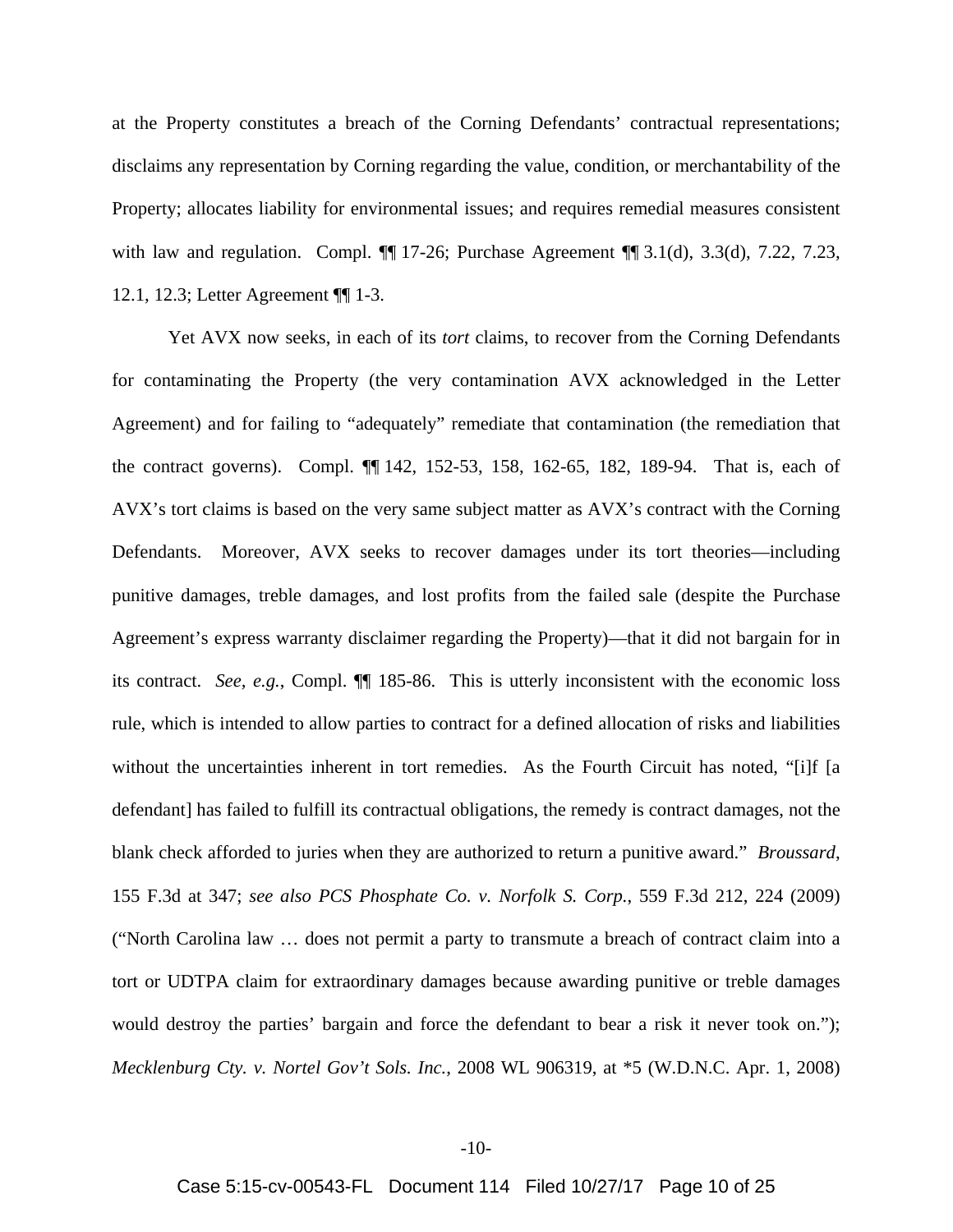at the Property constitutes a breach of the Corning Defendants' contractual representations; disclaims any representation by Corning regarding the value, condition, or merchantability of the Property; allocates liability for environmental issues; and requires remedial measures consistent with law and regulation. Compl. ¶¶ 17-26; Purchase Agreement ¶¶ 3.1(d), 3.3(d), 7.22, 7.23, 12.1, 12.3; Letter Agreement ¶¶ 1-3.

Yet AVX now seeks, in each of its *tort* claims, to recover from the Corning Defendants for contaminating the Property (the very contamination AVX acknowledged in the Letter Agreement) and for failing to "adequately" remediate that contamination (the remediation that the contract governs). Compl. ¶¶ 142, 152-53, 158, 162-65, 182, 189-94. That is, each of AVX's tort claims is based on the very same subject matter as AVX's contract with the Corning Defendants. Moreover, AVX seeks to recover damages under its tort theories—including punitive damages, treble damages, and lost profits from the failed sale (despite the Purchase Agreement's express warranty disclaimer regarding the Property)—that it did not bargain for in its contract. *See, e.g.*, Compl. ¶¶ 185-86. This is utterly inconsistent with the economic loss rule, which is intended to allow parties to contract for a defined allocation of risks and liabilities without the uncertainties inherent in tort remedies. As the Fourth Circuit has noted, "[i]f [a defendant] has failed to fulfill its contractual obligations, the remedy is contract damages, not the blank check afforded to juries when they are authorized to return a punitive award." *Broussard*, 155 F.3d at 347; *see also PCS Phosphate Co. v. Norfolk S. Corp.*, 559 F.3d 212, 224 (2009) ("North Carolina law … does not permit a party to transmute a breach of contract claim into a tort or UDTPA claim for extraordinary damages because awarding punitive or treble damages would destroy the parties' bargain and force the defendant to bear a risk it never took on."); *Mecklenburg Cty. v. Nortel Gov't Sols. Inc.*, 2008 WL 906319, at *5 (W.D.N.C. Apr. 1, 2008)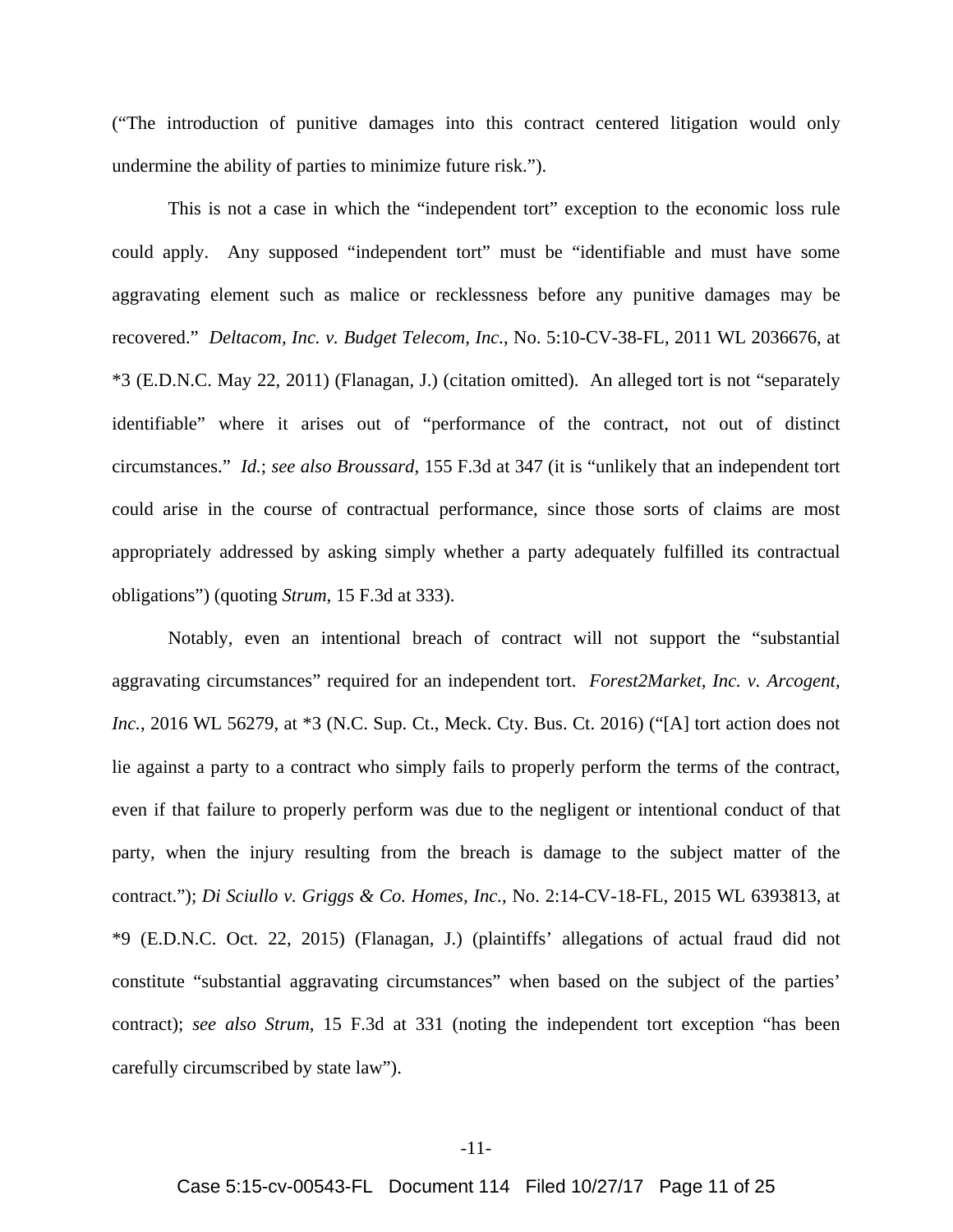("The introduction of punitive damages into this contract centered litigation would only undermine the ability of parties to minimize future risk.").

This is not a case in which the "independent tort" exception to the economic loss rule could apply. Any supposed "independent tort" must be "identifiable and must have some aggravating element such as malice or recklessness before any punitive damages may be recovered." *Deltacom, Inc. v. Budget Telecom, Inc.*, No. 5:10-CV-38-FL, 2011 WL 2036676, at *3 (E.D.N.C. May 22, 2011) (Flanagan, J.) (citation omitted). An alleged tort is not "separately identifiable" where it arises out of "performance of the contract, not out of distinct circumstances." *Id.*; *see also Broussard*, 155 F.3d at 347 (it is "unlikely that an independent tort could arise in the course of contractual performance, since those sorts of claims are most appropriately addressed by asking simply whether a party adequately fulfilled its contractual obligations") (quoting *Strum*, 15 F.3d at 333).

Notably, even an intentional breach of contract will not support the "substantial aggravating circumstances" required for an independent tort. *Forest2Market, Inc. v. Arcogent, Inc.*, 2016 WL 56279, at *3 (N.C. Sup. Ct., Meck. Cty. Bus. Ct. 2016) ("[A] tort action does not lie against a party to a contract who simply fails to properly perform the terms of the contract, even if that failure to properly perform was due to the negligent or intentional conduct of that party, when the injury resulting from the breach is damage to the subject matter of the contract."); *Di Sciullo v. Griggs & Co. Homes, Inc.*, No. 2:14-CV-18-FL, 2015 WL 6393813, at *9 (E.D.N.C. Oct. 22, 2015) (Flanagan, J.) (plaintiffs' allegations of actual fraud did not constitute "substantial aggravating circumstances" when based on the subject of the parties' contract); *see also Strum*, 15 F.3d at 331 (noting the independent tort exception "has been carefully circumscribed by state law").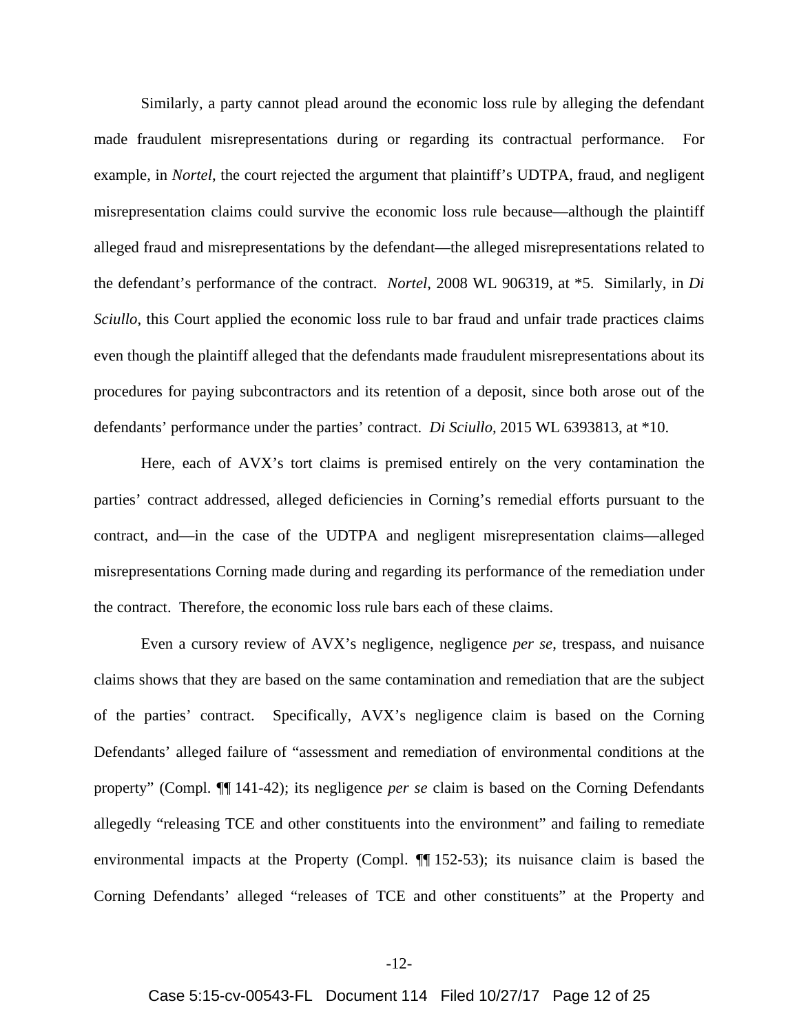Similarly, a party cannot plead around the economic loss rule by alleging the defendant made fraudulent misrepresentations during or regarding its contractual performance. For example, in *Nortel*, the court rejected the argument that plaintiff's UDTPA, fraud, and negligent misrepresentation claims could survive the economic loss rule because—although the plaintiff alleged fraud and misrepresentations by the defendant—the alleged misrepresentations related to the defendant's performance of the contract. *Nortel*, 2008 WL 906319, at *5. Similarly, in *Di Sciullo*, this Court applied the economic loss rule to bar fraud and unfair trade practices claims even though the plaintiff alleged that the defendants made fraudulent misrepresentations about its procedures for paying subcontractors and its retention of a deposit, since both arose out of the defendants' performance under the parties' contract. *Di Sciullo*, 2015 WL 6393813, at *10.

Here, each of AVX's tort claims is premised entirely on the very contamination the parties' contract addressed, alleged deficiencies in Corning's remedial efforts pursuant to the contract, and—in the case of the UDTPA and negligent misrepresentation claims—alleged misrepresentations Corning made during and regarding its performance of the remediation under the contract. Therefore, the economic loss rule bars each of these claims.

Even a cursory review of AVX's negligence, negligence *per se*, trespass, and nuisance claims shows that they are based on the same contamination and remediation that are the subject of the parties' contract. Specifically, AVX's negligence claim is based on the Corning Defendants' alleged failure of "assessment and remediation of environmental conditions at the property" (Compl. ¶¶ 141-42); its negligence *per se* claim is based on the Corning Defendants allegedly "releasing TCE and other constituents into the environment" and failing to remediate environmental impacts at the Property (Compl. ¶¶ 152-53); its nuisance claim is based the Corning Defendants' alleged "releases of TCE and other constituents" at the Property and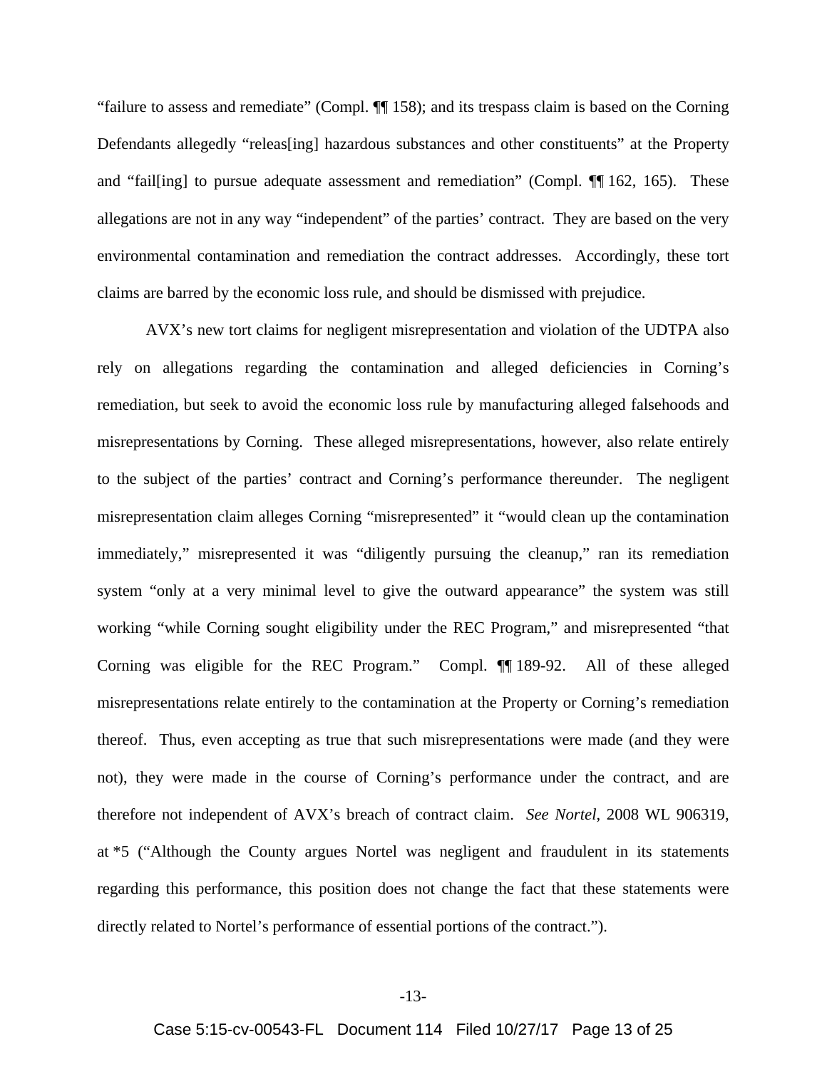"failure to assess and remediate" (Compl. ¶¶ 158); and its trespass claim is based on the Corning Defendants allegedly "releas[ing] hazardous substances and other constituents" at the Property and "fail[ing] to pursue adequate assessment and remediation" (Compl. ¶¶ 162, 165). These allegations are not in any way "independent" of the parties' contract. They are based on the very environmental contamination and remediation the contract addresses. Accordingly, these tort claims are barred by the economic loss rule, and should be dismissed with prejudice.

AVX's new tort claims for negligent misrepresentation and violation of the UDTPA also rely on allegations regarding the contamination and alleged deficiencies in Corning's remediation, but seek to avoid the economic loss rule by manufacturing alleged falsehoods and misrepresentations by Corning. These alleged misrepresentations, however, also relate entirely to the subject of the parties' contract and Corning's performance thereunder. The negligent misrepresentation claim alleges Corning "misrepresented" it "would clean up the contamination immediately," misrepresented it was "diligently pursuing the cleanup," ran its remediation system "only at a very minimal level to give the outward appearance" the system was still working "while Corning sought eligibility under the REC Program," and misrepresented "that Corning was eligible for the REC Program." Compl. ¶¶ 189-92. All of these alleged misrepresentations relate entirely to the contamination at the Property or Corning's remediation thereof. Thus, even accepting as true that such misrepresentations were made (and they were not), they were made in the course of Corning's performance under the contract, and are therefore not independent of AVX's breach of contract claim. *See Nortel*, 2008 WL 906319, at *5 ("Although the County argues Nortel was negligent and fraudulent in its statements regarding this performance, this position does not change the fact that these statements were directly related to Nortel's performance of essential portions of the contract.").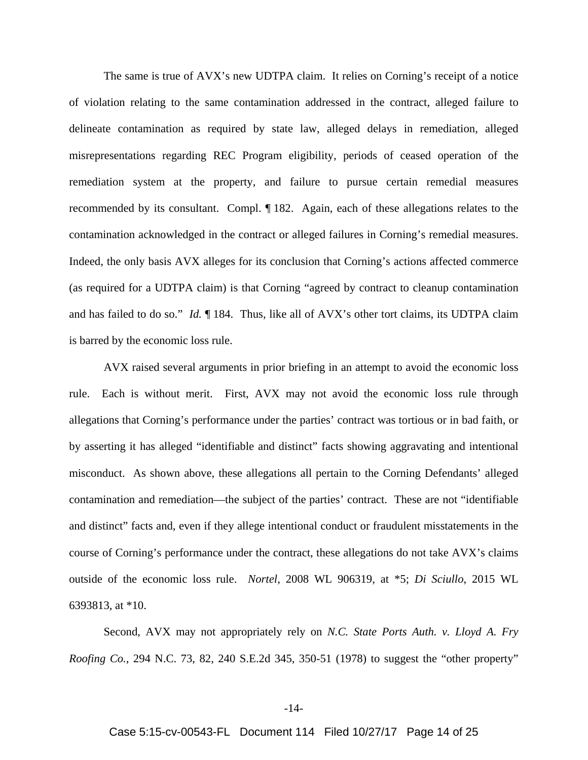The same is true of AVX's new UDTPA claim. It relies on Corning's receipt of a notice of violation relating to the same contamination addressed in the contract, alleged failure to delineate contamination as required by state law, alleged delays in remediation, alleged misrepresentations regarding REC Program eligibility, periods of ceased operation of the remediation system at the property, and failure to pursue certain remedial measures recommended by its consultant. Compl. ¶ 182. Again, each of these allegations relates to the contamination acknowledged in the contract or alleged failures in Corning's remedial measures. Indeed, the only basis AVX alleges for its conclusion that Corning's actions affected commerce (as required for a UDTPA claim) is that Corning "agreed by contract to cleanup contamination and has failed to do so." *Id.* ¶ 184. Thus, like all of AVX's other tort claims, its UDTPA claim is barred by the economic loss rule.

AVX raised several arguments in prior briefing in an attempt to avoid the economic loss rule. Each is without merit. First, AVX may not avoid the economic loss rule through allegations that Corning's performance under the parties' contract was tortious or in bad faith, or by asserting it has alleged "identifiable and distinct" facts showing aggravating and intentional misconduct. As shown above, these allegations all pertain to the Corning Defendants' alleged contamination and remediation—the subject of the parties' contract. These are not "identifiable and distinct" facts and, even if they allege intentional conduct or fraudulent misstatements in the course of Corning's performance under the contract, these allegations do not take AVX's claims outside of the economic loss rule. *Nortel*, 2008 WL 906319, at *5; *Di Sciullo*, 2015 WL 6393813, at *10.

Second, AVX may not appropriately rely on *N.C. State Ports Auth. v. Lloyd A. Fry Roofing Co.*, 294 N.C. 73, 82, 240 S.E.2d 345, 350-51 (1978) to suggest the "other property"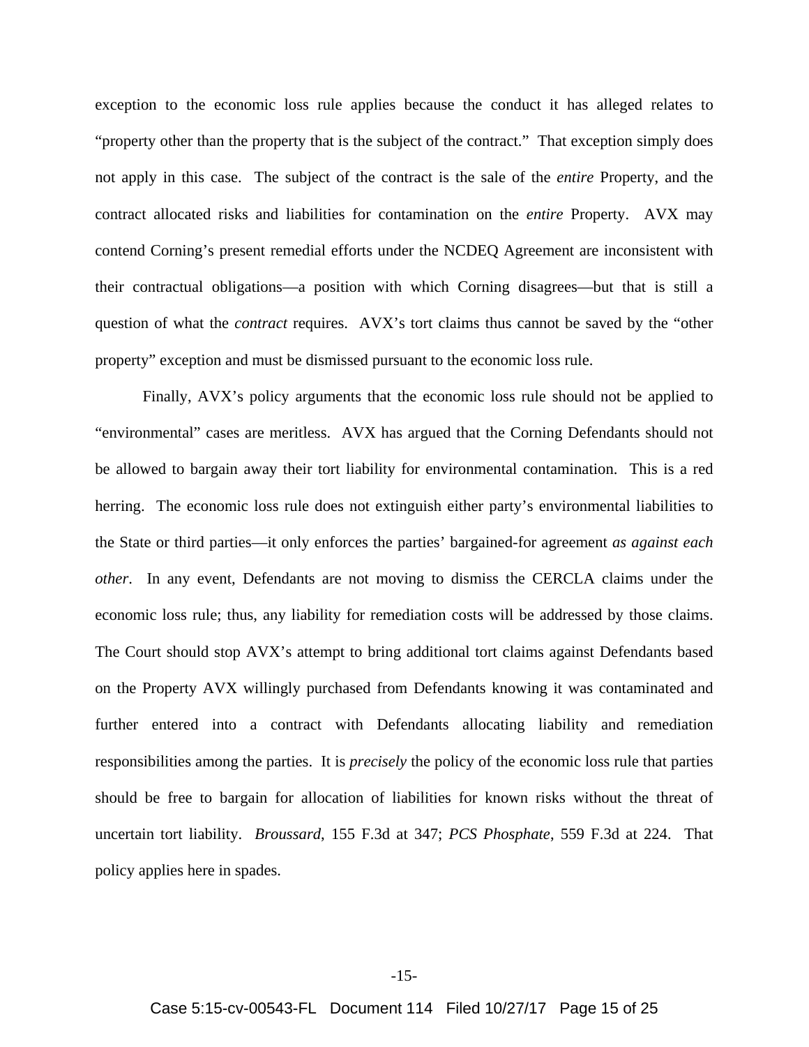exception to the economic loss rule applies because the conduct it has alleged relates to "property other than the property that is the subject of the contract." That exception simply does not apply in this case. The subject of the contract is the sale of the *entire* Property, and the contract allocated risks and liabilities for contamination on the *entire* Property. AVX may contend Corning's present remedial efforts under the NCDEQ Agreement are inconsistent with their contractual obligations—a position with which Corning disagrees—but that is still a question of what the *contract* requires. AVX's tort claims thus cannot be saved by the "other property" exception and must be dismissed pursuant to the economic loss rule.

Finally, AVX's policy arguments that the economic loss rule should not be applied to "environmental" cases are meritless. AVX has argued that the Corning Defendants should not be allowed to bargain away their tort liability for environmental contamination. This is a red herring. The economic loss rule does not extinguish either party's environmental liabilities to the State or third parties—it only enforces the parties' bargained-for agreement *as against each other*. In any event, Defendants are not moving to dismiss the CERCLA claims under the economic loss rule; thus, any liability for remediation costs will be addressed by those claims. The Court should stop AVX's attempt to bring additional tort claims against Defendants based on the Property AVX willingly purchased from Defendants knowing it was contaminated and further entered into a contract with Defendants allocating liability and remediation responsibilities among the parties. It is *precisely* the policy of the economic loss rule that parties should be free to bargain for allocation of liabilities for known risks without the threat of uncertain tort liability. *Broussard*, 155 F.3d at 347; *PCS Phosphate*, 559 F.3d at 224. That policy applies here in spades.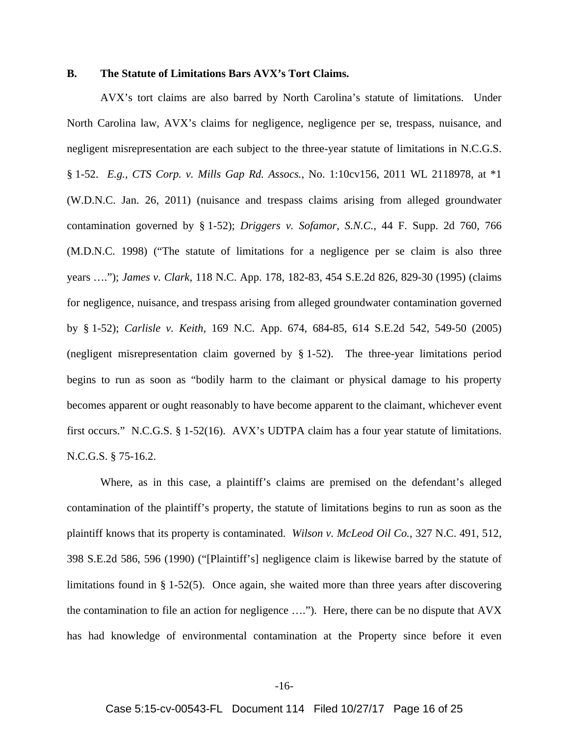### B. The Statute of Limitations Bars AVX's Tort Claims.

AVX's tort claims are also barred by North Carolina's statute of limitations. Under North Carolina law, AVX's claims for negligence, negligence per se, trespass, nuisance, and negligent misrepresentation are each subject to the three-year statute of limitations in N.C.G.S. § 1-52. *E.g.*, *CTS Corp. v. Mills Gap Rd. Assocs.*, No. 1:10cv156, 2011 WL 2118978, at *1 (W.D.N.C. Jan. 26, 2011) (nuisance and trespass claims arising from alleged groundwater contamination governed by § 1-52); *Driggers v. Sofamor, S.N.C.*, 44 F. Supp. 2d 760, 766 (M.D.N.C. 1998) ("The statute of limitations for a negligence per se claim is also three years ...."); *James v. Clark*, 118 N.C. App. 178, 182-83, 454 S.E.2d 826, 829-30 (1995) (claims for negligence, nuisance, and trespass arising from alleged groundwater contamination governed by § 1-52); *Carlisle v. Keith*, 169 N.C. App. 674, 684-85, 614 S.E.2d 542, 549-50 (2005) (negligent misrepresentation claim governed by § 1-52). The three-year limitations period begins to run as soon as "bodily harm to the claimant or physical damage to his property becomes apparent or ought reasonably to have become apparent to the claimant, whichever event first occurs." N.C.G.S. § 1-52(16). AVX's UDTPA claim has a four year statute of limitations. N.C.G.S. § 75-16.2.

Where, as in this case, a plaintiff's claims are premised on the defendant's alleged contamination of the plaintiff's property, the statute of limitations begins to run as soon as the plaintiff knows that its property is contaminated. *Wilson v. McLeod Oil Co.*, 327 N.C. 491, 512, 398 S.E.2d 586, 596 (1990) ("[Plaintiff's] negligence claim is likewise barred by the statute of limitations found in § 1-52(5). Once again, she waited more than three years after discovering the contamination to file an action for negligence ...."). Here, there can be no dispute that AVX has had knowledge of environmental contamination at the Property since before it even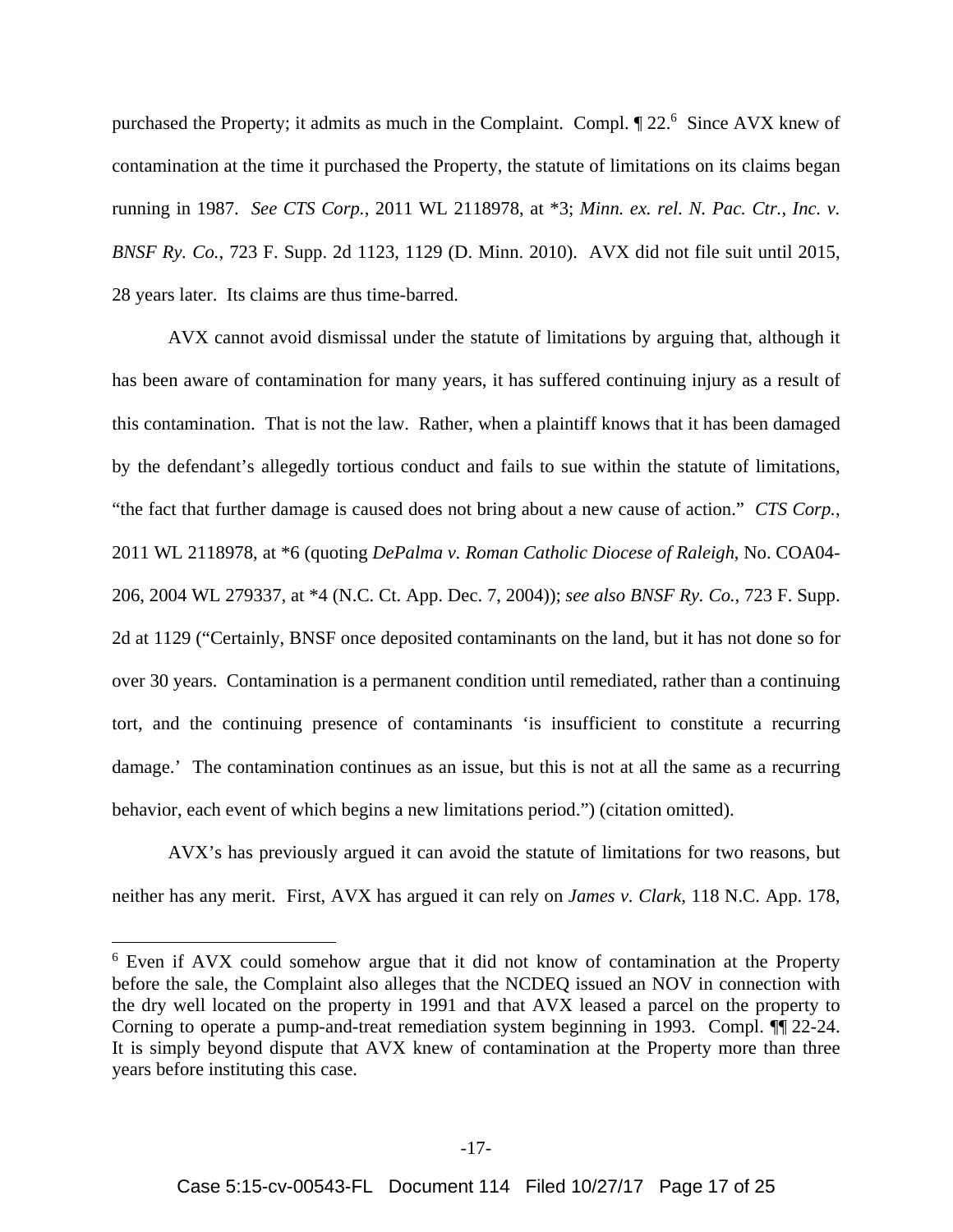purchased the Property; it admits as much in the Complaint. Compl. ¶ 22.[6] Since AVX knew of contamination at the time it purchased the Property, the statute of limitations on its claims began running in 1987. *See CTS Corp.*, 2011 WL 2118978, at *3; *Minn. ex. rel. N. Pac. Ctr., Inc. v. BNSF Ry. Co.*, 723 F. Supp. 2d 1123, 1129 (D. Minn. 2010). AVX did not file suit until 2015, 28 years later. Its claims are thus time-barred.

AVX cannot avoid dismissal under the statute of limitations by arguing that, although it has been aware of contamination for many years, it has suffered continuing injury as a result of this contamination. That is not the law. Rather, when a plaintiff knows that it has been damaged by the defendant's allegedly tortious conduct and fails to sue within the statute of limitations, "the fact that further damage is caused does not bring about a new cause of action." *CTS Corp.*, 2011 WL 2118978, at *6 (quoting *DePalma v. Roman Catholic Diocese of Raleigh*, No. COA04-206, 2004 WL 279337, at *4 (N.C. Ct. App. Dec. 7, 2004)); *see also BNSF Ry. Co.*, 723 F. Supp. 2d at 1129 ("Certainly, BNSF once deposited contaminants on the land, but it has not done so for over 30 years. Contamination is a permanent condition until remediated, rather than a continuing tort, and the continuing presence of contaminants 'is insufficient to constitute a recurring damage.' The contamination continues as an issue, but this is not at all the same as a recurring behavior, each event of which begins a new limitations period.") (citation omitted).

AVX's has previously argued it can avoid the statute of limitations for two reasons, but neither has any merit. First, AVX has argued it can rely on *James v. Clark*, 118 N.C. App. 178,

---

[6] Even if AVX could somehow argue that it did not know of contamination at the Property before the sale, the Complaint also alleges that the NCDEQ issued an NOV in connection with the dry well located on the property in 1991 and that AVX leased a parcel on the property to Corning to operate a pump-and-treat remediation system beginning in 1993. Compl. ¶¶ 22-24. It is simply beyond dispute that AVX knew of contamination at the Property more than three years before instituting this case.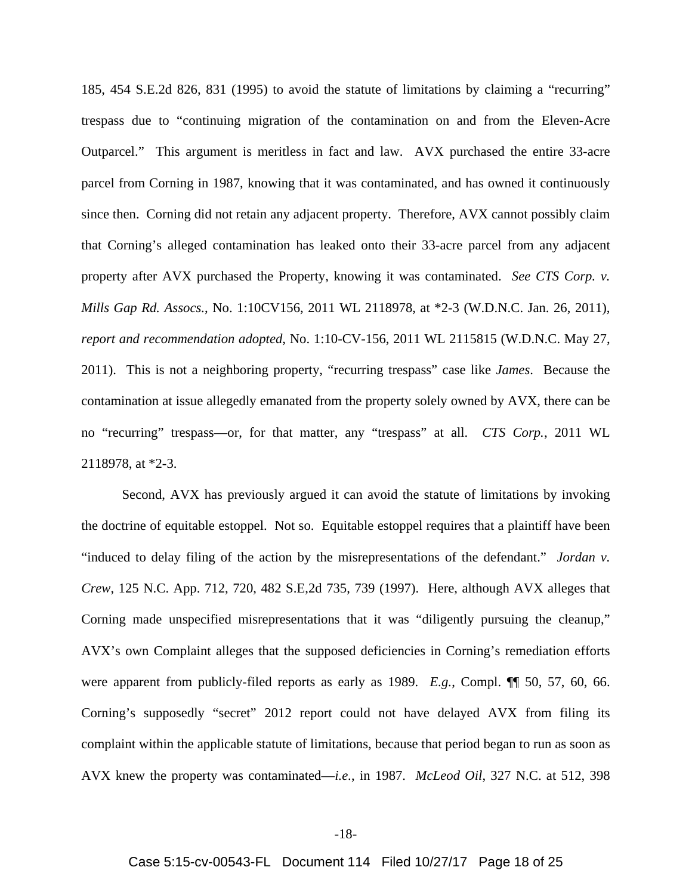185, 454 S.E.2d 826, 831 (1995) to avoid the statute of limitations by claiming a "recurring" trespass due to "continuing migration of the contamination on and from the Eleven-Acre Outparcel." This argument is meritless in fact and law. AVX purchased the entire 33-acre parcel from Corning in 1987, knowing that it was contaminated, and has owned it continuously since then. Corning did not retain any adjacent property. Therefore, AVX cannot possibly claim that Corning's alleged contamination has leaked onto their 33-acre parcel from any adjacent property after AVX purchased the Property, knowing it was contaminated. *See CTS Corp. v. Mills Gap Rd. Assocs.*, No. 1:10CV156, 2011 WL 2118978, at *2-3 (W.D.N.C. Jan. 26, 2011), *report and recommendation adopted*, No. 1:10-CV-156, 2011 WL 2115815 (W.D.N.C. May 27, 2011). This is not a neighboring property, "recurring trespass" case like *James*. Because the contamination at issue allegedly emanated from the property solely owned by AVX, there can be no "recurring" trespass—or, for that matter, any "trespass" at all. *CTS Corp.*, 2011 WL 2118978, at *2-3.

Second, AVX has previously argued it can avoid the statute of limitations by invoking the doctrine of equitable estoppel. Not so. Equitable estoppel requires that a plaintiff have been "induced to delay filing of the action by the misrepresentations of the defendant." *Jordan v. Crew*, 125 N.C. App. 712, 720, 482 S.E,2d 735, 739 (1997). Here, although AVX alleges that Corning made unspecified misrepresentations that it was "diligently pursuing the cleanup," AVX's own Complaint alleges that the supposed deficiencies in Corning's remediation efforts were apparent from publicly-filed reports as early as 1989. *E.g.*, Compl. ¶¶ 50, 57, 60, 66. Corning's supposedly "secret" 2012 report could not have delayed AVX from filing its complaint within the applicable statute of limitations, because that period began to run as soon as AVX knew the property was contaminated—*i.e.*, in 1987. *McLeod Oil*, 327 N.C. at 512, 398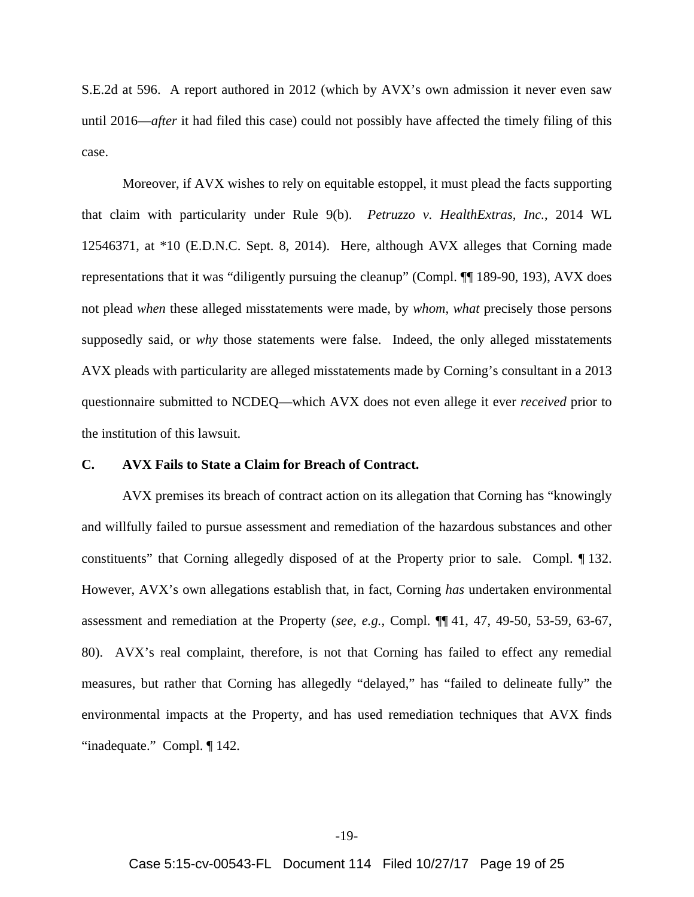S.E.2d at 596. A report authored in 2012 (which by AVX's own admission it never even saw until 2016—*after* it had filed this case) could not possibly have affected the timely filing of this case.

Moreover, if AVX wishes to rely on equitable estoppel, it must plead the facts supporting that claim with particularity under Rule 9(b). *Petruzzo v. HealthExtras, Inc.*, 2014 WL 12546371, at *10 (E.D.N.C. Sept. 8, 2014). Here, although AVX alleges that Corning made representations that it was "diligently pursuing the cleanup" (Compl. ¶¶ 189-90, 193), AVX does not plead *when* these alleged misstatements were made, by *whom*, *what* precisely those persons supposedly said, or *why* those statements were false. Indeed, the only alleged misstatements AVX pleads with particularity are alleged misstatements made by Corning's consultant in a 2013 questionnaire submitted to NCDEQ—which AVX does not even allege it ever *received* prior to the institution of this lawsuit.

**C. AVX Fails to State a Claim for Breach of Contract.**

AVX premises its breach of contract action on its allegation that Corning has "knowingly and willfully failed to pursue assessment and remediation of the hazardous substances and other constituents" that Corning allegedly disposed of at the Property prior to sale. Compl. ¶ 132. However, AVX's own allegations establish that, in fact, Corning *has* undertaken environmental assessment and remediation at the Property (*see, e.g.*, Compl. ¶¶ 41, 47, 49-50, 53-59, 63-67, 80). AVX's real complaint, therefore, is not that Corning has failed to effect any remedial measures, but rather that Corning has allegedly "delayed," has "failed to delineate fully" the environmental impacts at the Property, and has used remediation techniques that AVX finds "inadequate." Compl. ¶ 142.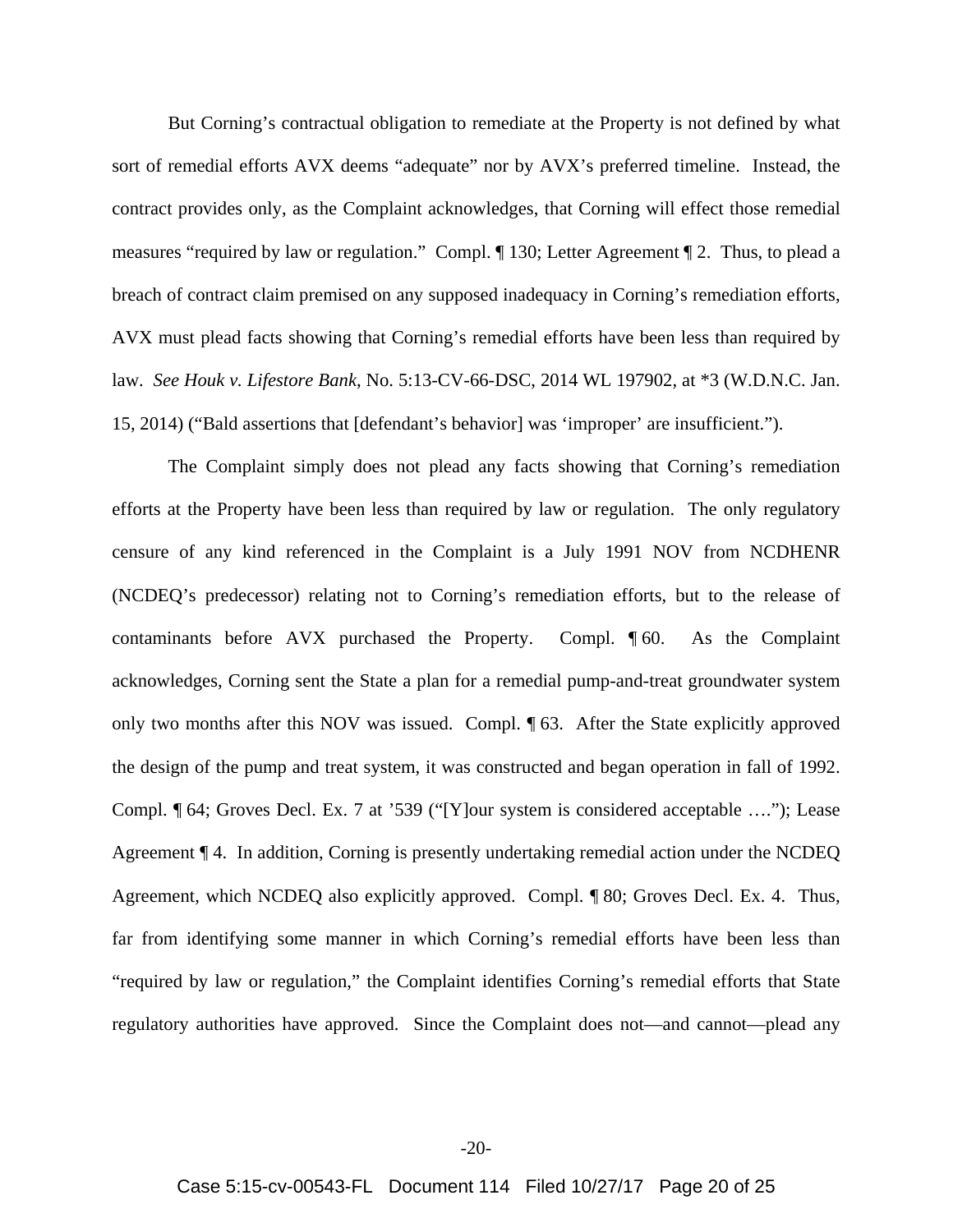But Corning's contractual obligation to remediate at the Property is not defined by what sort of remedial efforts AVX deems "adequate" nor by AVX's preferred timeline. Instead, the contract provides only, as the Complaint acknowledges, that Corning will effect those remedial measures "required by law or regulation." Compl. ¶ 130; Letter Agreement ¶ 2. Thus, to plead a breach of contract claim premised on any supposed inadequacy in Corning's remediation efforts, AVX must plead facts showing that Corning's remedial efforts have been less than required by law. *See Houk v. Lifestore Bank*, No. 5:13-CV-66-DSC, 2014 WL 197902, at *3 (W.D.N.C. Jan. 15, 2014) ("Bald assertions that [defendant's behavior] was 'improper' are insufficient.").

The Complaint simply does not plead any facts showing that Corning's remediation efforts at the Property have been less than required by law or regulation. The only regulatory censure of any kind referenced in the Complaint is a July 1991 NOV from NCDHENR (NCDEQ's predecessor) relating not to Corning's remediation efforts, but to the release of contaminants before AVX purchased the Property. Compl. ¶ 60. As the Complaint acknowledges, Corning sent the State a plan for a remedial pump-and-treat groundwater system only two months after this NOV was issued. Compl. ¶ 63. After the State explicitly approved the design of the pump and treat system, it was constructed and began operation in fall of 1992. Compl. ¶ 64; Groves Decl. Ex. 7 at '539 ("[Y]our system is considered acceptable …."); Lease Agreement ¶ 4. In addition, Corning is presently undertaking remedial action under the NCDEQ Agreement, which NCDEQ also explicitly approved. Compl. ¶ 80; Groves Decl. Ex. 4. Thus, far from identifying some manner in which Corning's remedial efforts have been less than "required by law or regulation," the Complaint identifies Corning's remedial efforts that State regulatory authorities have approved. Since the Complaint does not—and cannot—plead any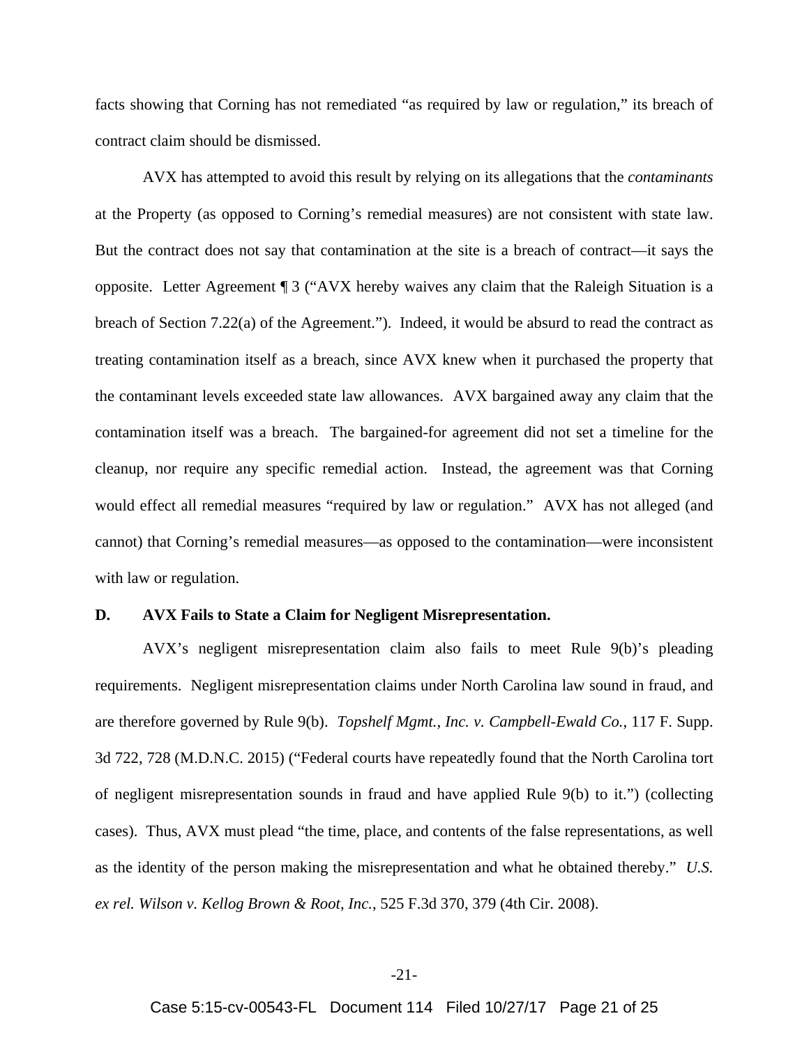facts showing that Corning has not remediated "as required by law or regulation," its breach of contract claim should be dismissed.

AVX has attempted to avoid this result by relying on its allegations that the *contaminants* at the Property (as opposed to Corning's remedial measures) are not consistent with state law. But the contract does not say that contamination at the site is a breach of contract—it says the opposite. Letter Agreement ¶ 3 ("AVX hereby waives any claim that the Raleigh Situation is a breach of Section 7.22(a) of the Agreement."). Indeed, it would be absurd to read the contract as treating contamination itself as a breach, since AVX knew when it purchased the property that the contaminant levels exceeded state law allowances. AVX bargained away any claim that the contamination itself was a breach. The bargained-for agreement did not set a timeline for the cleanup, nor require any specific remedial action. Instead, the agreement was that Corning would effect all remedial measures "required by law or regulation." AVX has not alleged (and cannot) that Corning's remedial measures—as opposed to the contamination—were inconsistent with law or regulation.

**D. AVX Fails to State a Claim for Negligent Misrepresentation.**

AVX's negligent misrepresentation claim also fails to meet Rule 9(b)'s pleading requirements. Negligent misrepresentation claims under North Carolina law sound in fraud, and are therefore governed by Rule 9(b). *Topshelf Mgmt., Inc. v. Campbell-Ewald Co.*, 117 F. Supp. 3d 722, 728 (M.D.N.C. 2015) ("Federal courts have repeatedly found that the North Carolina tort of negligent misrepresentation sounds in fraud and have applied Rule 9(b) to it.") (collecting cases). Thus, AVX must plead "the time, place, and contents of the false representations, as well as the identity of the person making the misrepresentation and what he obtained thereby." *U.S. ex rel. Wilson v. Kellog Brown & Root, Inc.*, 525 F.3d 370, 379 (4th Cir. 2008).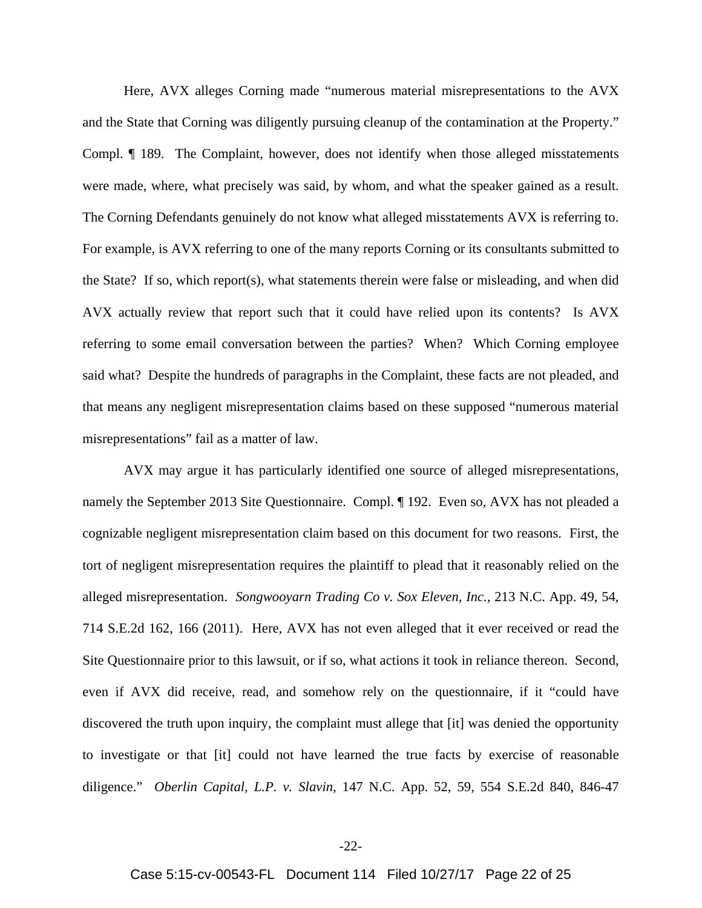Here, AVX alleges Corning made "numerous material misrepresentations to the AVX and the State that Corning was diligently pursuing cleanup of the contamination at the Property." Compl. ¶ 189. The Complaint, however, does not identify when those alleged misstatements were made, where, what precisely was said, by whom, and what the speaker gained as a result. The Corning Defendants genuinely do not know what alleged misstatements AVX is referring to. For example, is AVX referring to one of the many reports Corning or its consultants submitted to the State? If so, which report(s), what statements therein were false or misleading, and when did AVX actually review that report such that it could have relied upon its contents? Is AVX referring to some email conversation between the parties? When? Which Corning employee said what? Despite the hundreds of paragraphs in the Complaint, these facts are not pleaded, and that means any negligent misrepresentation claims based on these supposed "numerous material misrepresentations" fail as a matter of law.

AVX may argue it has particularly identified one source of alleged misrepresentations, namely the September 2013 Site Questionnaire. Compl. ¶ 192. Even so, AVX has not pleaded a cognizable negligent misrepresentation claim based on this document for two reasons. First, the tort of negligent misrepresentation requires the plaintiff to plead that it reasonably relied on the alleged misrepresentation. *Songwooyarn Trading Co v. Sox Eleven, Inc.*, 213 N.C. App. 49, 54, 714 S.E.2d 162, 166 (2011). Here, AVX has not even alleged that it ever received or read the Site Questionnaire prior to this lawsuit, or if so, what actions it took in reliance thereon. Second, even if AVX did receive, read, and somehow rely on the questionnaire, if it "could have discovered the truth upon inquiry, the complaint must allege that [it] was denied the opportunity to investigate or that [it] could not have learned the true facts by exercise of reasonable diligence." *Oberlin Capital, L.P. v. Slavin*, 147 N.C. App. 52, 59, 554 S.E.2d 840, 846-47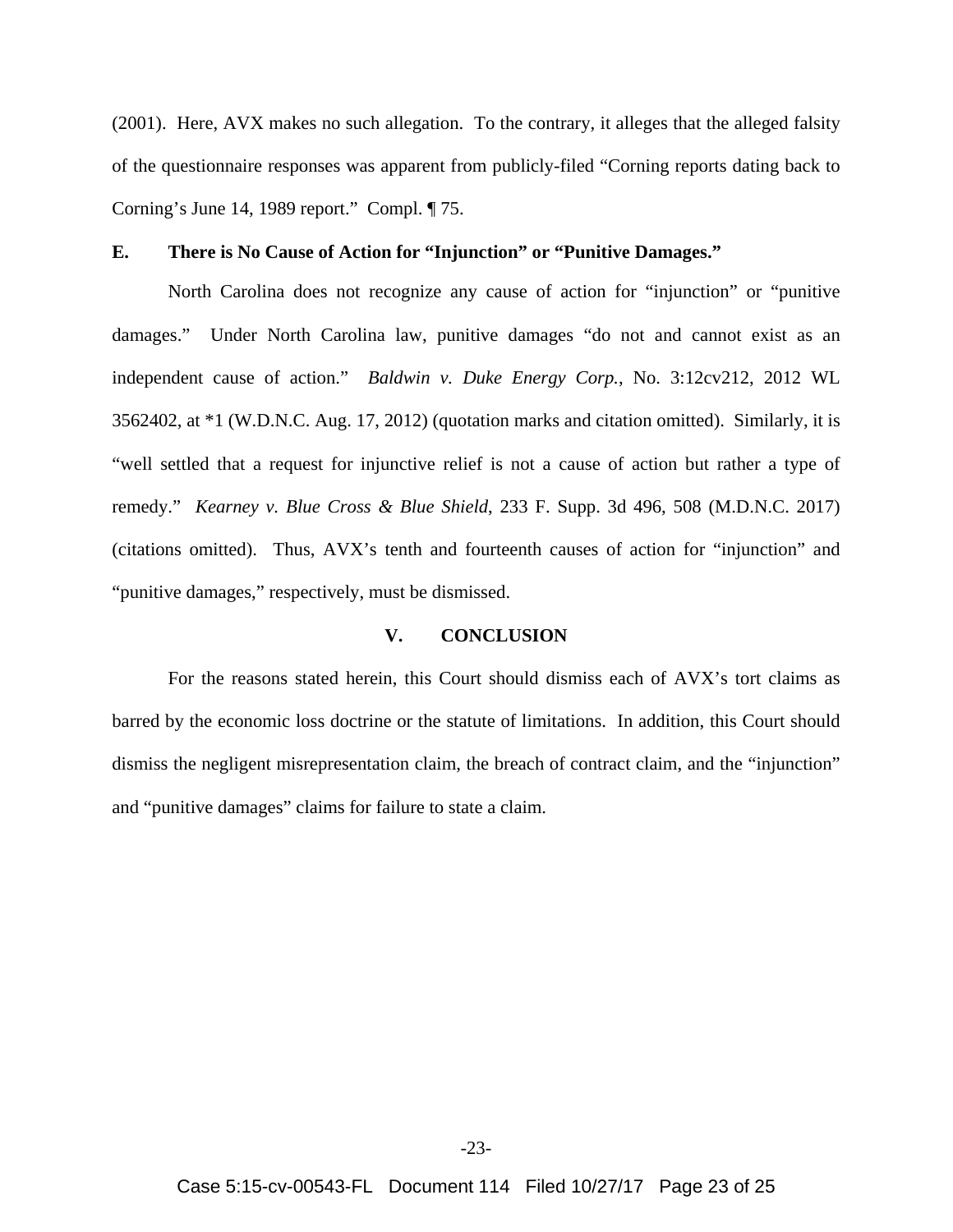(2001). Here, AVX makes no such allegation. To the contrary, it alleges that the alleged falsity of the questionnaire responses was apparent from publicly-filed "Corning reports dating back to Corning's June 14, 1989 report." Compl. ¶ 75.

### E. There is No Cause of Action for "Injunction" or "Punitive Damages."

North Carolina does not recognize any cause of action for "injunction" or "punitive damages." Under North Carolina law, punitive damages "do not and cannot exist as an independent cause of action." *Baldwin v. Duke Energy Corp.*, No. 3:12cv212, 2012 WL 3562402, at *1 (W.D.N.C. Aug. 17, 2012) (quotation marks and citation omitted). Similarly, it is "well settled that a request for injunctive relief is not a cause of action but rather a type of remedy." *Kearney v. Blue Cross & Blue Shield*, 233 F. Supp. 3d 496, 508 (M.D.N.C. 2017) (citations omitted). Thus, AVX's tenth and fourteenth causes of action for "injunction" and "punitive damages," respectively, must be dismissed.

## V. CONCLUSION

For the reasons stated herein, this Court should dismiss each of AVX's tort claims as barred by the economic loss doctrine or the statute of limitations. In addition, this Court should dismiss the negligent misrepresentation claim, the breach of contract claim, and the "injunction" and "punitive damages" claims for failure to state a claim.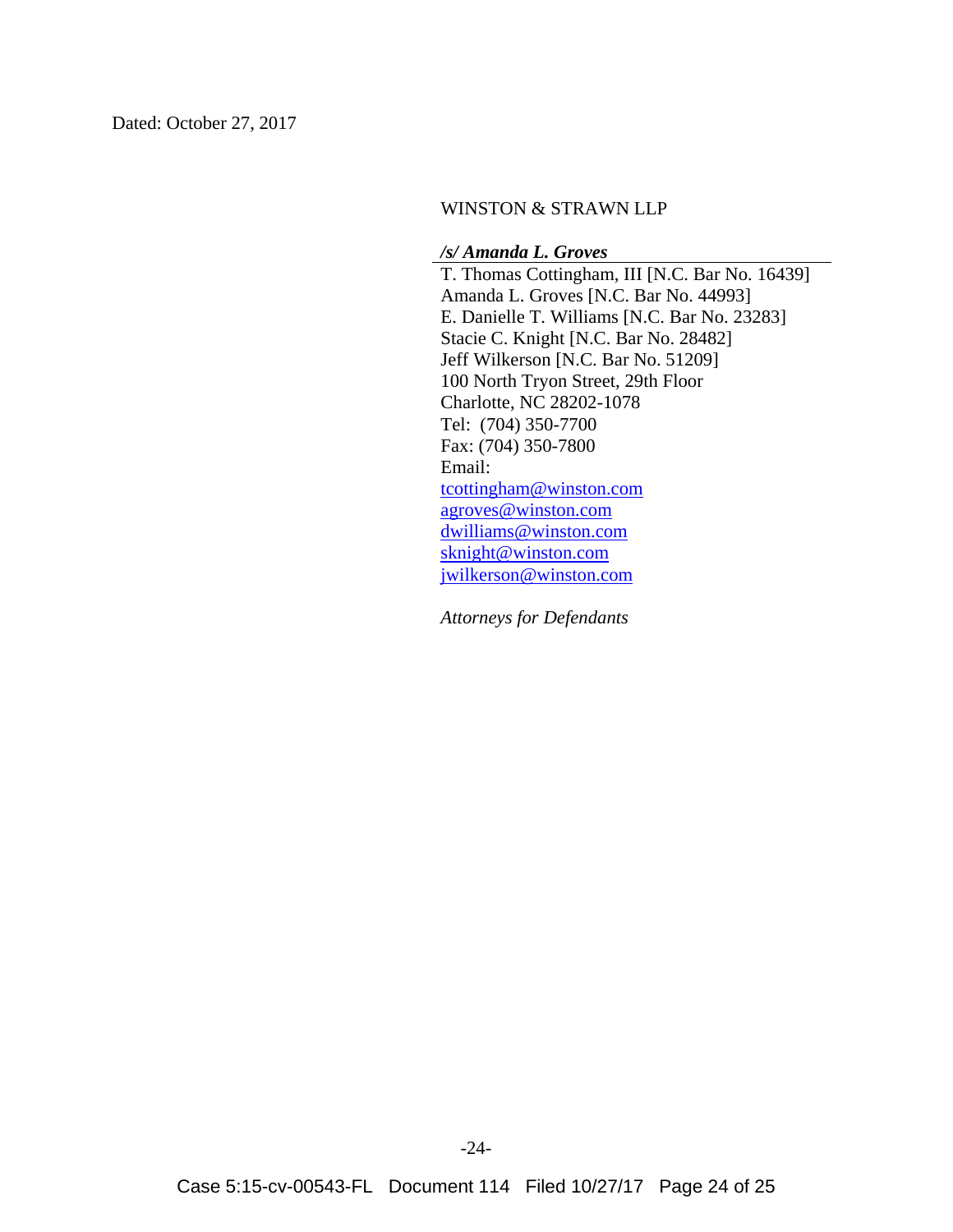Dated: October 27, 2017

WINSTON & STRAWN LLP

***/s/ Amanda L. Groves***

T. Thomas Cottingham, III [N.C. Bar No. 16439]
Amanda L. Groves [N.C. Bar No. 44993]
E. Danielle T. Williams [N.C. Bar No. 23283]
Stacie C. Knight [N.C. Bar No. 28482]
Jeff Wilkerson [N.C. Bar No. 51209]
100 North Tryon Street, 29th Floor
Charlotte, NC 28202-1078
Tel: (704) 350-7700
Fax: (704) 350-7800
Email:
tcottingham@winston.com
agroves@winston.com
dwilliams@winston.com
sknight@winston.com
jwilkerson@winston.com

*Attorneys for Defendants*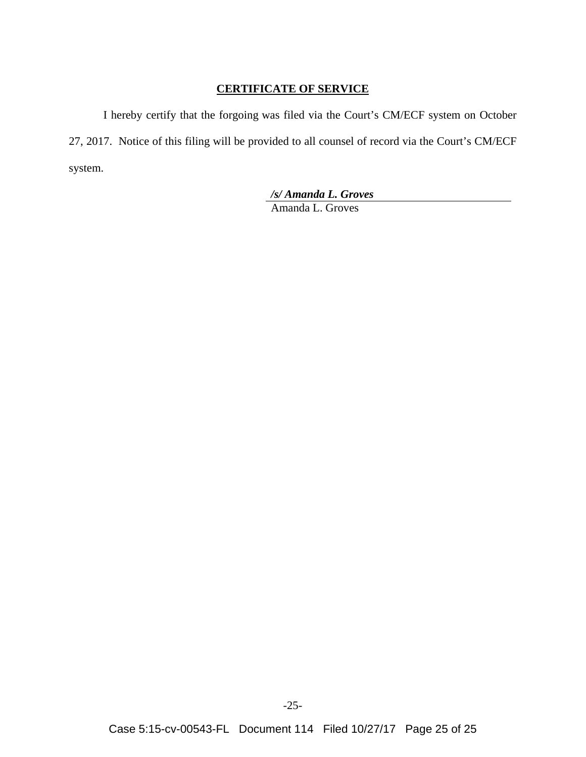**CERTIFICATE OF SERVICE**

I hereby certify that the forgoing was filed via the Court's CM/ECF system on October 27, 2017. Notice of this filing will be provided to all counsel of record via the Court's CM/ECF system.

***/s/ Amanda L. Groves***
Amanda L. Groves